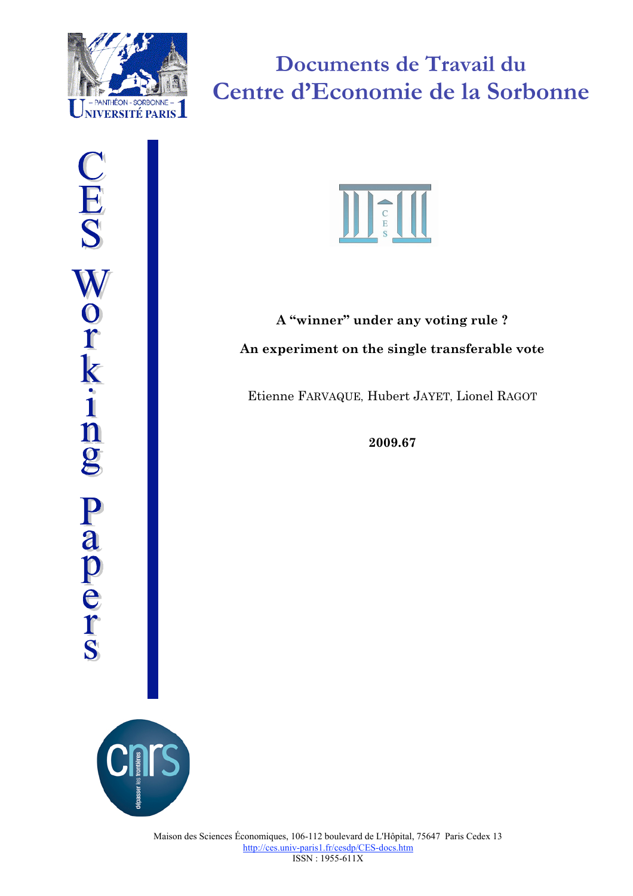# Documents de Travail du Centre d'Economie de la Sorbonne

CES Working Papers

**A "winner" under any voting rule ?**

**An experiment on the single transferable vote**

Etienne FARVAQUE, Hubert JAYET, Lionel RAGOT

**2009.67**

Maison des Sciences Économiques, 106-112 boulevard de L'Hôpital, 75647 Paris Cedex 13
http://ces.univ-paris1.fr/cesdp/CES-docs.htm
ISSN : 1955-611X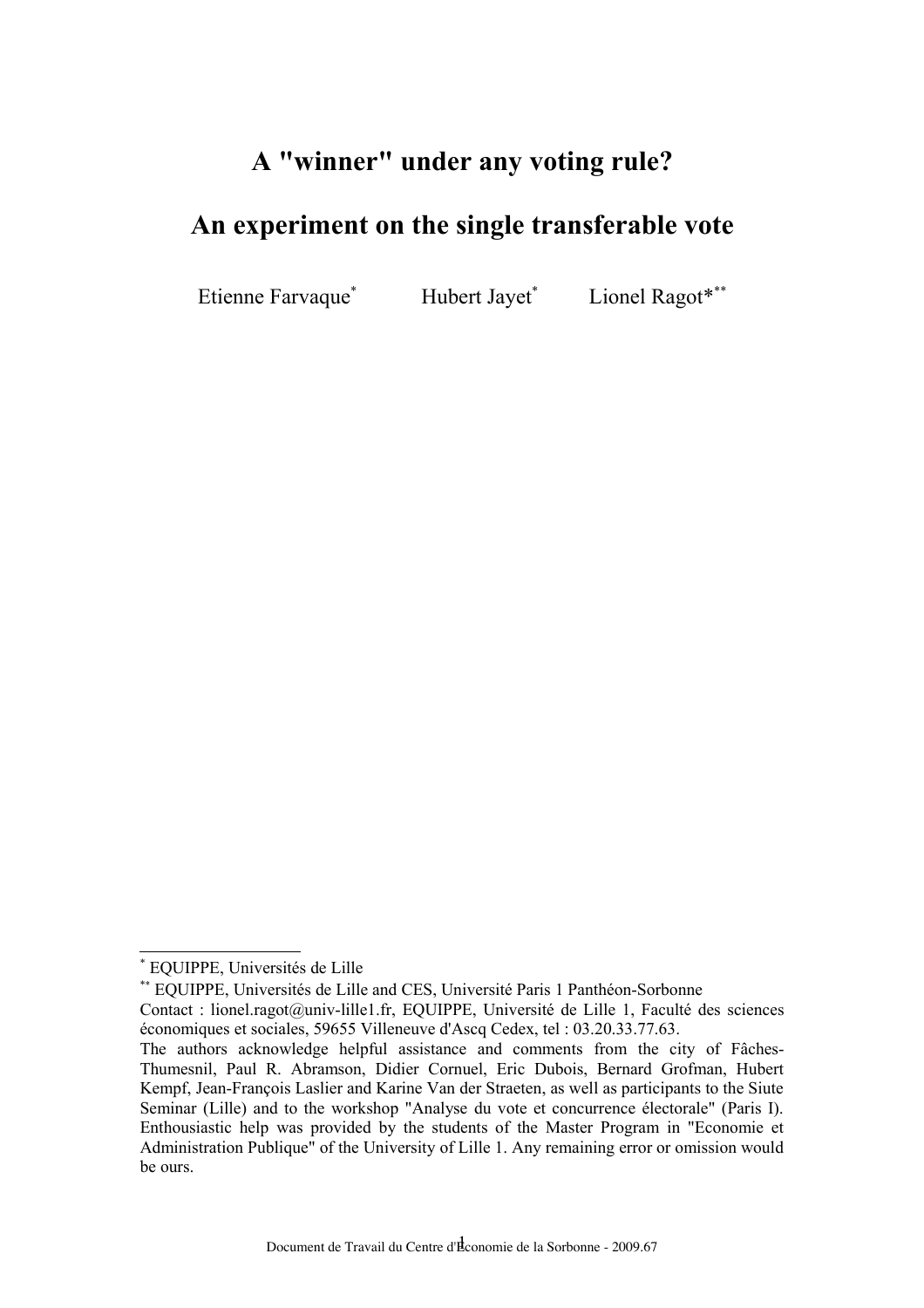# A "winner" under any voting rule?

# An experiment on the single transferable vote

Etienne Farvaque[*] Hubert Jayet[*] Lionel Ragot*[**]

---

[*] EQUIPPE, Universités de Lille

[**] EQUIPPE, Universités de Lille and CES, Université Paris 1 Panthéon-Sorbonne

Contact : lionel.ragot@univ-lille1.fr, EQUIPPE, Université de Lille 1, Faculté des sciences économiques et sociales, 59655 Villeneuve d'Ascq Cedex, tel : 03.20.33.77.63.

The authors acknowledge helpful assistance and comments from the city of Fâches-Thumesnil, Paul R. Abramson, Didier Cornuel, Eric Dubois, Bernard Grofman, Hubert Kempf, Jean-François Laslier and Karine Van der Straeten, as well as participants to the Siute Seminar (Lille) and to the workshop "Analyse du vote et concurrence électorale" (Paris I). Enthousiastic help was provided by the students of the Master Program in "Economie et Administration Publique" of the University of Lille 1. Any remaining error or omission would be ours.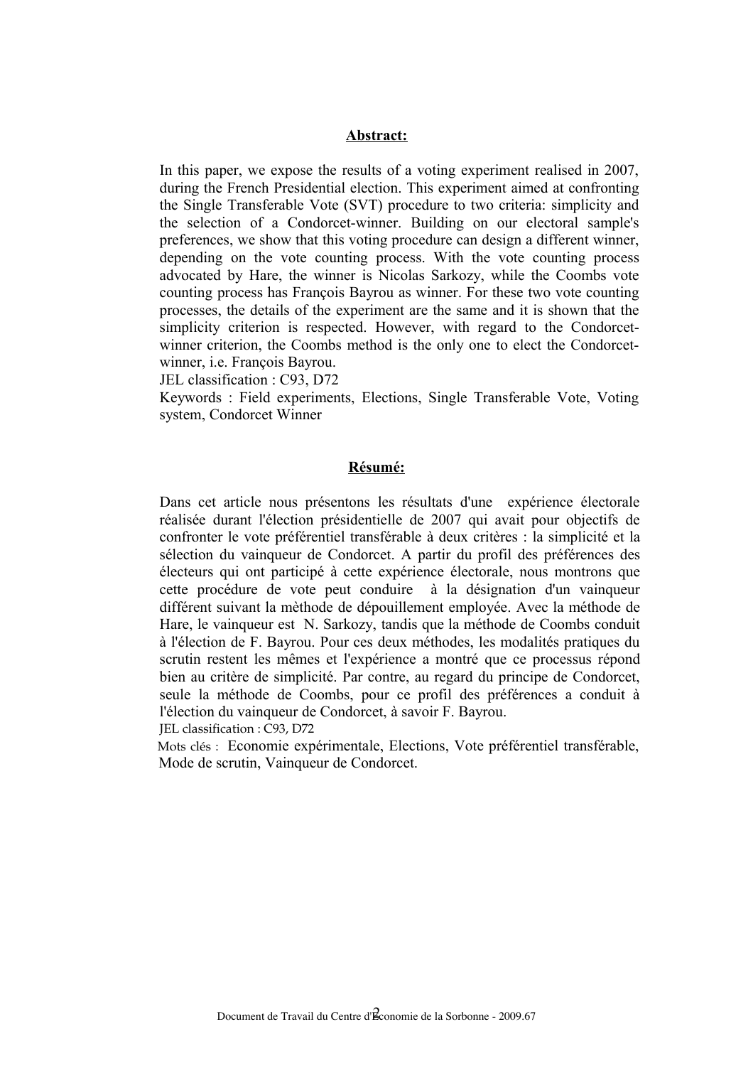**Abstract:**

In this paper, we expose the results of a voting experiment realised in 2007, during the French Presidential election. This experiment aimed at confronting the Single Transferable Vote (SVT) procedure to two criteria: simplicity and the selection of a Condorcet-winner. Building on our electoral sample's preferences, we show that this voting procedure can design a different winner, depending on the vote counting process. With the vote counting process advocated by Hare, the winner is Nicolas Sarkozy, while the Coombs vote counting process has François Bayrou as winner. For these two vote counting processes, the details of the experiment are the same and it is shown that the simplicity criterion is respected. However, with regard to the Condorcet-winner criterion, the Coombs method is the only one to elect the Condorcet-winner, i.e. François Bayrou.

JEL classification : C93, D72

Keywords : Field experiments, Elections, Single Transferable Vote, Voting system, Condorcet Winner

**Résumé:**

Dans cet article nous présentons les résultats d'une expérience électorale réalisée durant l'élection présidentielle de 2007 qui avait pour objectifs de confronter le vote préférentiel transférable à deux critères : la simplicité et la sélection du vainqueur de Condorcet. A partir du profil des préférences des électeurs qui ont participé à cette expérience électorale, nous montrons que cette procédure de vote peut conduire à la désignation d'un vainqueur différent suivant la mèthode de dépouillement employée. Avec la méthode de Hare, le vainqueur est N. Sarkozy, tandis que la méthode de Coombs conduit à l'élection de F. Bayrou. Pour ces deux méthodes, les modalités pratiques du scrutin restent les mêmes et l'expérience a montré que ce processus répond bien au critère de simplicité. Par contre, au regard du principe de Condorcet, seule la méthode de Coombs, pour ce profil des préférences a conduit à l'élection du vainqueur de Condorcet, à savoir F. Bayrou.

JEL classification : C93, D72

Mots clés : Economie expérimentale, Elections, Vote préférentiel transférable, Mode de scrutin, Vainqueur de Condorcet.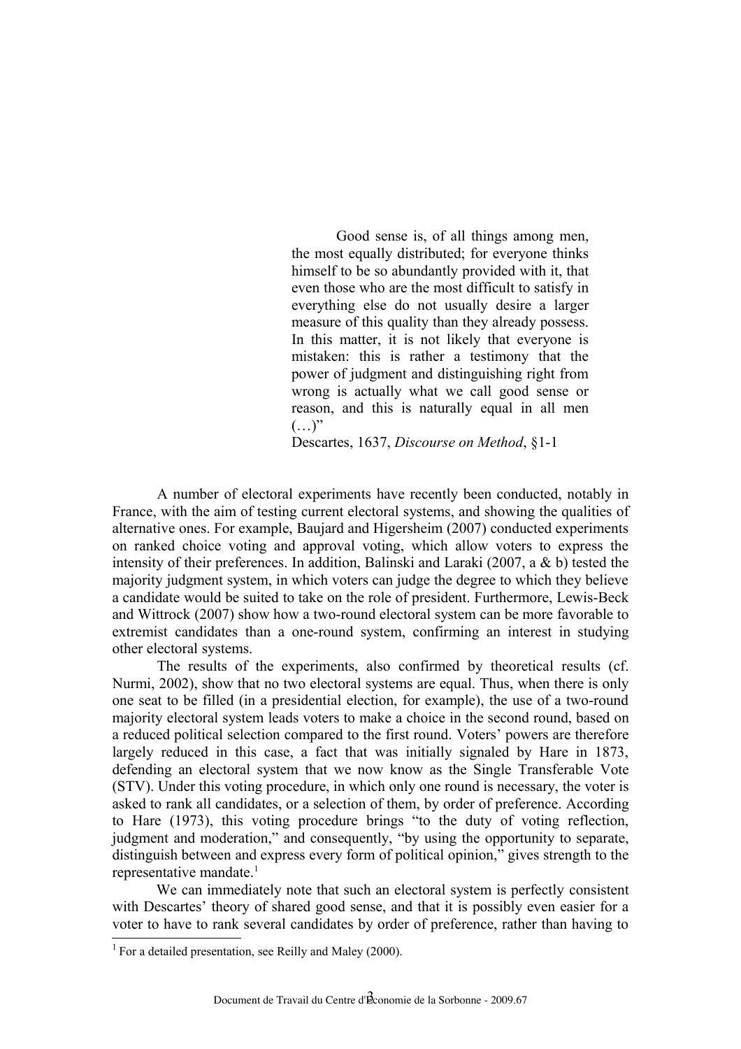> Good sense is, of all things among men, the most equally distributed; for everyone thinks himself to be so abundantly provided with it, that even those who are the most difficult to satisfy in everything else do not usually desire a larger measure of this quality than they already possess. In this matter, it is not likely that everyone is mistaken: this is rather a testimony that the power of judgment and distinguishing right from wrong is actually what we call good sense or reason, and this is naturally equal in all men (…)"
>
> Descartes, 1637, *Discourse on Method*, §1-1

A number of electoral experiments have recently been conducted, notably in France, with the aim of testing current electoral systems, and showing the qualities of alternative ones. For example, Baujard and Higersheim (2007) conducted experiments on ranked choice voting and approval voting, which allow voters to express the intensity of their preferences. In addition, Balinski and Laraki (2007, a & b) tested the majority judgment system, in which voters can judge the degree to which they believe a candidate would be suited to take on the role of president. Furthermore, Lewis-Beck and Wittrock (2007) show how a two-round electoral system can be more favorable to extremist candidates than a one-round system, confirming an interest in studying other electoral systems.

The results of the experiments, also confirmed by theoretical results (cf. Nurmi, 2002), show that no two electoral systems are equal. Thus, when there is only one seat to be filled (in a presidential election, for example), the use of a two-round majority electoral system leads voters to make a choice in the second round, based on a reduced political selection compared to the first round. Voters' powers are therefore largely reduced in this case, a fact that was initially signaled by Hare in 1873, defending an electoral system that we now know as the Single Transferable Vote (STV). Under this voting procedure, in which only one round is necessary, the voter is asked to rank all candidates, or a selection of them, by order of preference. According to Hare (1973), this voting procedure brings "to the duty of voting reflection, judgment and moderation," and consequently, "by using the opportunity to separate, distinguish between and express every form of political opinion," gives strength to the representative mandate.[1]

We can immediately note that such an electoral system is perfectly consistent with Descartes' theory of shared good sense, and that it is possibly even easier for a voter to have to rank several candidates by order of preference, rather than having to

[1] For a detailed presentation, see Reilly and Maley (2000).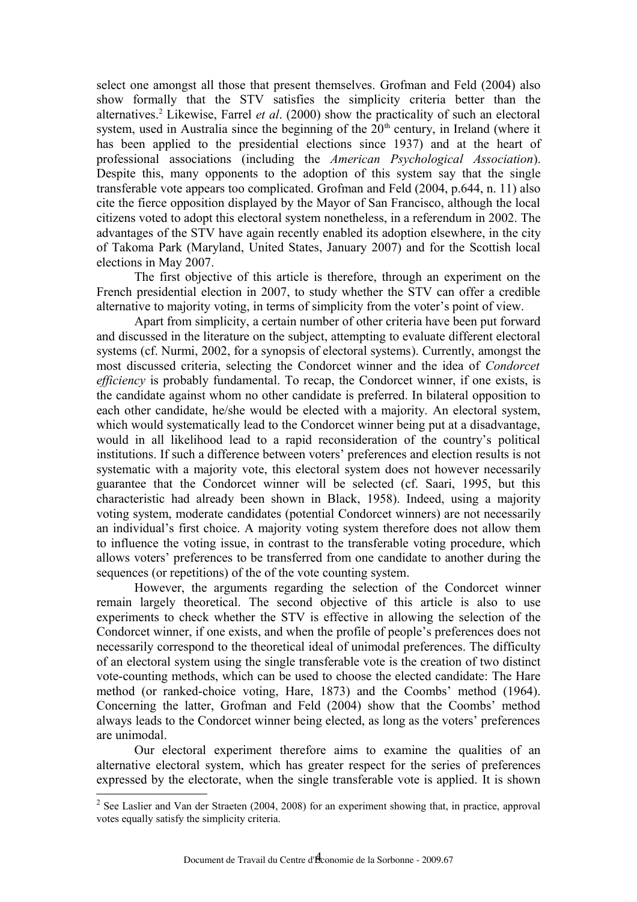select one amongst all those that present themselves. Grofman and Feld (2004) also show formally that the STV satisfies the simplicity criteria better than the alternatives.[2] Likewise, Farrel *et al*. (2000) show the practicality of such an electoral system, used in Australia since the beginning of the 20th century, in Ireland (where it has been applied to the presidential elections since 1937) and at the heart of professional associations (including the *American Psychological Association*). Despite this, many opponents to the adoption of this system say that the single transferable vote appears too complicated. Grofman and Feld (2004, p.644, n. 11) also cite the fierce opposition displayed by the Mayor of San Francisco, although the local citizens voted to adopt this electoral system nonetheless, in a referendum in 2002. The advantages of the STV have again recently enabled its adoption elsewhere, in the city of Takoma Park (Maryland, United States, January 2007) and for the Scottish local elections in May 2007.

The first objective of this article is therefore, through an experiment on the French presidential election in 2007, to study whether the STV can offer a credible alternative to majority voting, in terms of simplicity from the voter's point of view.

Apart from simplicity, a certain number of other criteria have been put forward and discussed in the literature on the subject, attempting to evaluate different electoral systems (cf. Nurmi, 2002, for a synopsis of electoral systems). Currently, amongst the most discussed criteria, selecting the Condorcet winner and the idea of *Condorcet efficiency* is probably fundamental. To recap, the Condorcet winner, if one exists, is the candidate against whom no other candidate is preferred. In bilateral opposition to each other candidate, he/she would be elected with a majority. An electoral system, which would systematically lead to the Condorcet winner being put at a disadvantage, would in all likelihood lead to a rapid reconsideration of the country's political institutions. If such a difference between voters' preferences and election results is not systematic with a majority vote, this electoral system does not however necessarily guarantee that the Condorcet winner will be selected (cf. Saari, 1995, but this characteristic had already been shown in Black, 1958). Indeed, using a majority voting system, moderate candidates (potential Condorcet winners) are not necessarily an individual's first choice. A majority voting system therefore does not allow them to influence the voting issue, in contrast to the transferable voting procedure, which allows voters' preferences to be transferred from one candidate to another during the sequences (or repetitions) of the of the vote counting system.

However, the arguments regarding the selection of the Condorcet winner remain largely theoretical. The second objective of this article is also to use experiments to check whether the STV is effective in allowing the selection of the Condorcet winner, if one exists, and when the profile of people's preferences does not necessarily correspond to the theoretical ideal of unimodal preferences. The difficulty of an electoral system using the single transferable vote is the creation of two distinct vote-counting methods, which can be used to choose the elected candidate: The Hare method (or ranked-choice voting, Hare, 1873) and the Coombs' method (1964). Concerning the latter, Grofman and Feld (2004) show that the Coombs' method always leads to the Condorcet winner being elected, as long as the voters' preferences are unimodal.

Our electoral experiment therefore aims to examine the qualities of an alternative electoral system, which has greater respect for the series of preferences expressed by the electorate, when the single transferable vote is applied. It is shown

---

[2] See Laslier and Van der Straeten (2004, 2008) for an experiment showing that, in practice, approval votes equally satisfy the simplicity criteria.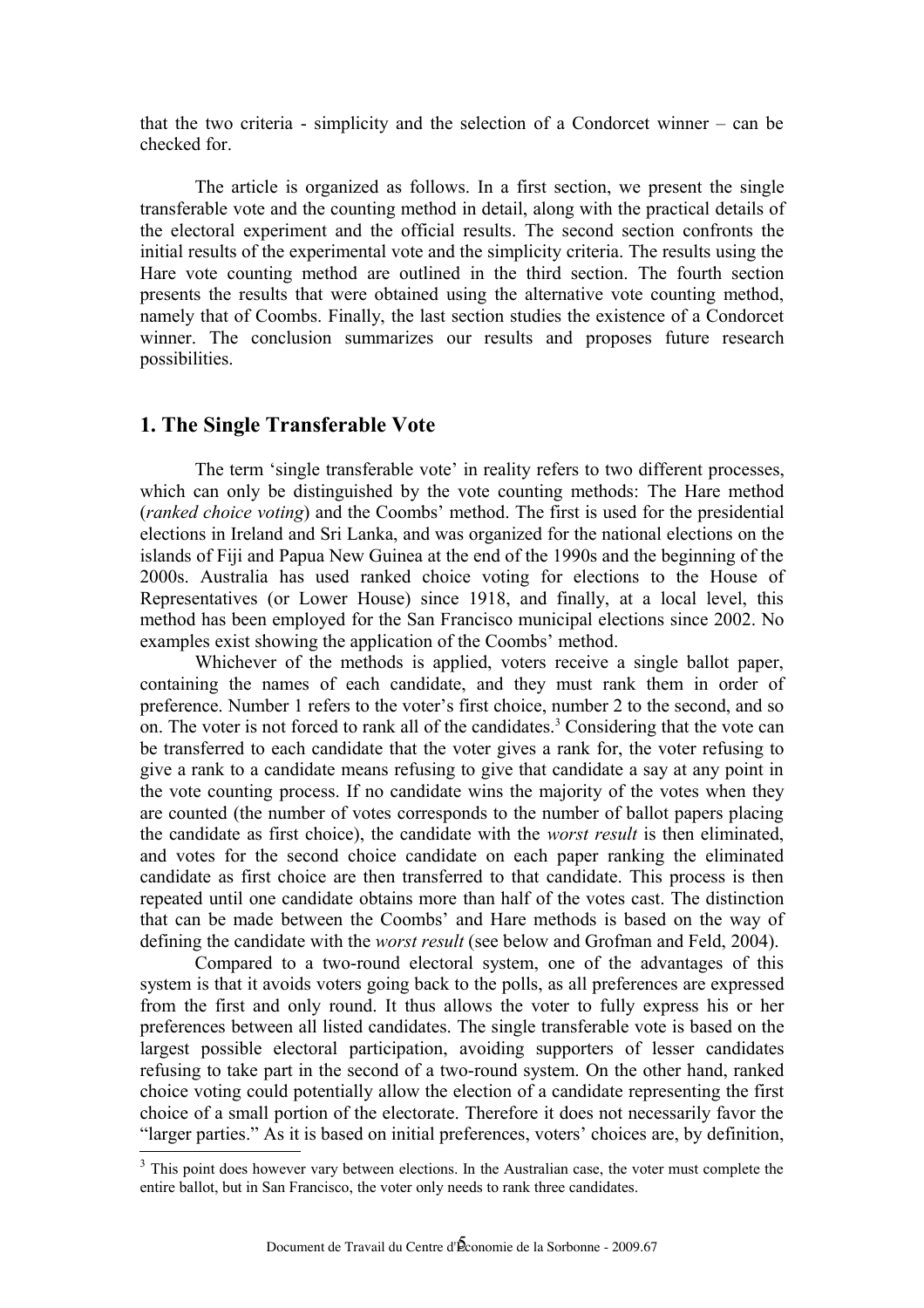that the two criteria - simplicity and the selection of a Condorcet winner – can be checked for.

The article is organized as follows. In a first section, we present the single transferable vote and the counting method in detail, along with the practical details of the electoral experiment and the official results. The second section confronts the initial results of the experimental vote and the simplicity criteria. The results using the Hare vote counting method are outlined in the third section. The fourth section presents the results that were obtained using the alternative vote counting method, namely that of Coombs. Finally, the last section studies the existence of a Condorcet winner. The conclusion summarizes our results and proposes future research possibilities.

## 1. The Single Transferable Vote

The term 'single transferable vote' in reality refers to two different processes, which can only be distinguished by the vote counting methods: The Hare method (*ranked choice voting*) and the Coombs' method. The first is used for the presidential elections in Ireland and Sri Lanka, and was organized for the national elections on the islands of Fiji and Papua New Guinea at the end of the 1990s and the beginning of the 2000s. Australia has used ranked choice voting for elections to the House of Representatives (or Lower House) since 1918, and finally, at a local level, this method has been employed for the San Francisco municipal elections since 2002. No examples exist showing the application of the Coombs' method.

Whichever of the methods is applied, voters receive a single ballot paper, containing the names of each candidate, and they must rank them in order of preference. Number 1 refers to the voter's first choice, number 2 to the second, and so on. The voter is not forced to rank all of the candidates.[3] Considering that the vote can be transferred to each candidate that the voter gives a rank for, the voter refusing to give a rank to a candidate means refusing to give that candidate a say at any point in the vote counting process. If no candidate wins the majority of the votes when they are counted (the number of votes corresponds to the number of ballot papers placing the candidate as first choice), the candidate with the *worst result* is then eliminated, and votes for the second choice candidate on each paper ranking the eliminated candidate as first choice are then transferred to that candidate. This process is then repeated until one candidate obtains more than half of the votes cast. The distinction that can be made between the Coombs' and Hare methods is based on the way of defining the candidate with the *worst result* (see below and Grofman and Feld, 2004).

Compared to a two-round electoral system, one of the advantages of this system is that it avoids voters going back to the polls, as all preferences are expressed from the first and only round. It thus allows the voter to fully express his or her preferences between all listed candidates. The single transferable vote is based on the largest possible electoral participation, avoiding supporters of lesser candidates refusing to take part in the second of a two-round system. On the other hand, ranked choice voting could potentially allow the election of a candidate representing the first choice of a small portion of the electorate. Therefore it does not necessarily favor the "larger parties." As it is based on initial preferences, voters' choices are, by definition,

[3] This point does however vary between elections. In the Australian case, the voter must complete the entire ballot, but in San Francisco, the voter only needs to rank three candidates.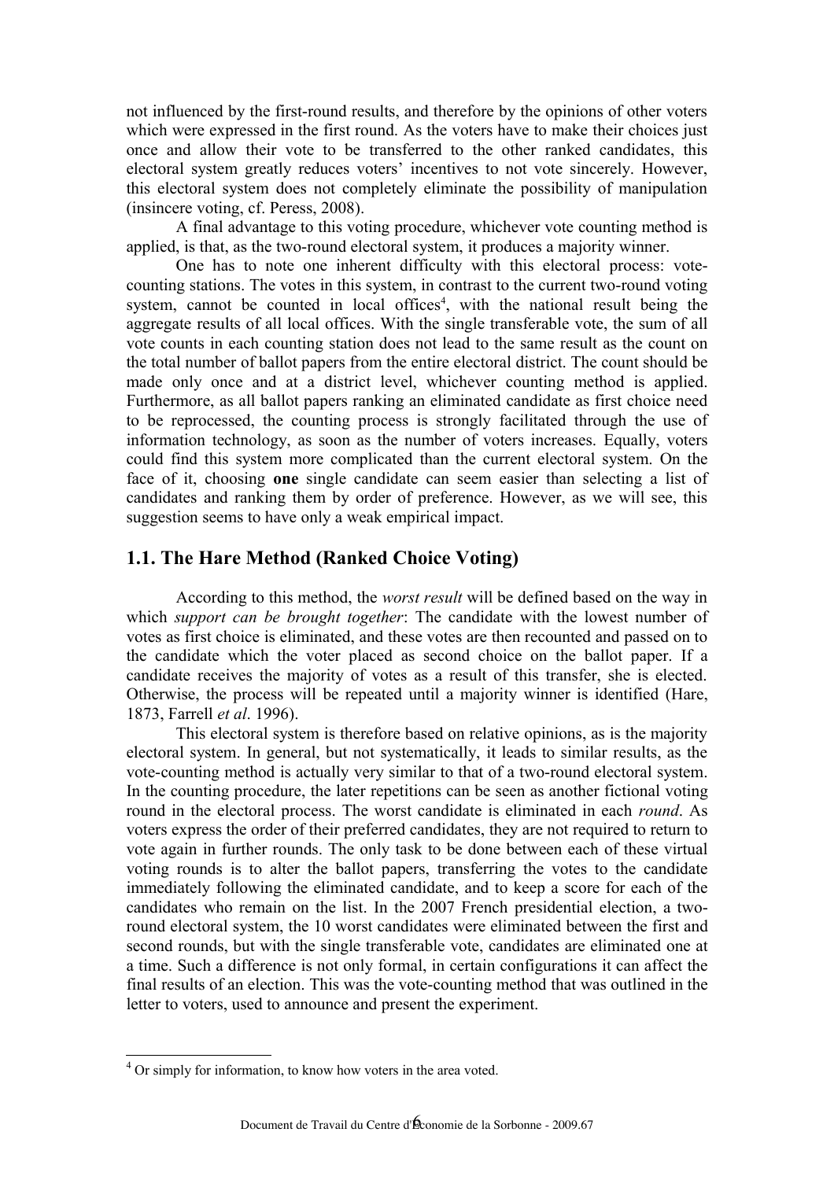not influenced by the first-round results, and therefore by the opinions of other voters which were expressed in the first round. As the voters have to make their choices just once and allow their vote to be transferred to the other ranked candidates, this electoral system greatly reduces voters' incentives to not vote sincerely. However, this electoral system does not completely eliminate the possibility of manipulation (insincere voting, cf. Peress, 2008).

A final advantage to this voting procedure, whichever vote counting method is applied, is that, as the two-round electoral system, it produces a majority winner.

One has to note one inherent difficulty with this electoral process: vote-counting stations. The votes in this system, in contrast to the current two-round voting system, cannot be counted in local offices[4], with the national result being the aggregate results of all local offices. With the single transferable vote, the sum of all vote counts in each counting station does not lead to the same result as the count on the total number of ballot papers from the entire electoral district. The count should be made only once and at a district level, whichever counting method is applied. Furthermore, as all ballot papers ranking an eliminated candidate as first choice need to be reprocessed, the counting process is strongly facilitated through the use of information technology, as soon as the number of voters increases. Equally, voters could find this system more complicated than the current electoral system. On the face of it, choosing **one** single candidate can seem easier than selecting a list of candidates and ranking them by order of preference. However, as we will see, this suggestion seems to have only a weak empirical impact.

## 1.1. The Hare Method (Ranked Choice Voting)

According to this method, the *worst result* will be defined based on the way in which *support can be brought together*: The candidate with the lowest number of votes as first choice is eliminated, and these votes are then recounted and passed on to the candidate which the voter placed as second choice on the ballot paper. If a candidate receives the majority of votes as a result of this transfer, she is elected. Otherwise, the process will be repeated until a majority winner is identified (Hare, 1873, Farrell *et al*. 1996).

This electoral system is therefore based on relative opinions, as is the majority electoral system. In general, but not systematically, it leads to similar results, as the vote-counting method is actually very similar to that of a two-round electoral system. In the counting procedure, the later repetitions can be seen as another fictional voting round in the electoral process. The worst candidate is eliminated in each *round*. As voters express the order of their preferred candidates, they are not required to return to vote again in further rounds. The only task to be done between each of these virtual voting rounds is to alter the ballot papers, transferring the votes to the candidate immediately following the eliminated candidate, and to keep a score for each of the candidates who remain on the list. In the 2007 French presidential election, a two-round electoral system, the 10 worst candidates were eliminated between the first and second rounds, but with the single transferable vote, candidates are eliminated one at a time. Such a difference is not only formal, in certain configurations it can affect the final results of an election. This was the vote-counting method that was outlined in the letter to voters, used to announce and present the experiment.

[4] Or simply for information, to know how voters in the area voted.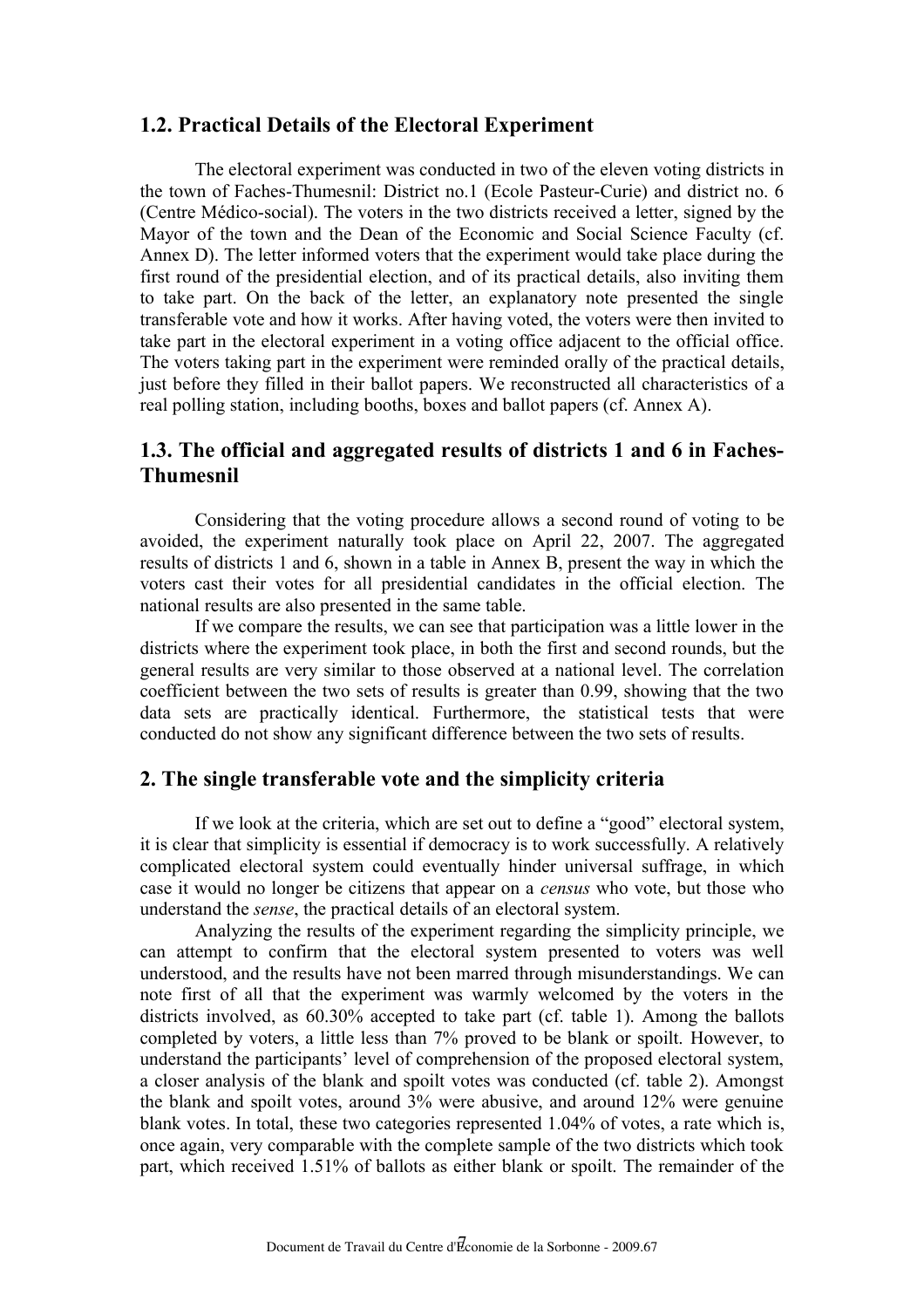## 1.2. Practical Details of the Electoral Experiment

The electoral experiment was conducted in two of the eleven voting districts in the town of Faches-Thumesnil: District no.1 (Ecole Pasteur-Curie) and district no. 6 (Centre Médico-social). The voters in the two districts received a letter, signed by the Mayor of the town and the Dean of the Economic and Social Science Faculty (cf. Annex D). The letter informed voters that the experiment would take place during the first round of the presidential election, and of its practical details, also inviting them to take part. On the back of the letter, an explanatory note presented the single transferable vote and how it works. After having voted, the voters were then invited to take part in the electoral experiment in a voting office adjacent to the official office. The voters taking part in the experiment were reminded orally of the practical details, just before they filled in their ballot papers. We reconstructed all characteristics of a real polling station, including booths, boxes and ballot papers (cf. Annex A).

## 1.3. The official and aggregated results of districts 1 and 6 in Faches-Thumesnil

Considering that the voting procedure allows a second round of voting to be avoided, the experiment naturally took place on April 22, 2007. The aggregated results of districts 1 and 6, shown in a table in Annex B, present the way in which the voters cast their votes for all presidential candidates in the official election. The national results are also presented in the same table.

If we compare the results, we can see that participation was a little lower in the districts where the experiment took place, in both the first and second rounds, but the general results are very similar to those observed at a national level. The correlation coefficient between the two sets of results is greater than 0.99, showing that the two data sets are practically identical. Furthermore, the statistical tests that were conducted do not show any significant difference between the two sets of results.

## 2. The single transferable vote and the simplicity criteria

If we look at the criteria, which are set out to define a "good" electoral system, it is clear that simplicity is essential if democracy is to work successfully. A relatively complicated electoral system could eventually hinder universal suffrage, in which case it would no longer be citizens that appear on a *census* who vote, but those who understand the *sense*, the practical details of an electoral system.

Analyzing the results of the experiment regarding the simplicity principle, we can attempt to confirm that the electoral system presented to voters was well understood, and the results have not been marred through misunderstandings. We can note first of all that the experiment was warmly welcomed by the voters in the districts involved, as 60.30% accepted to take part (cf. table 1). Among the ballots completed by voters, a little less than 7% proved to be blank or spoilt. However, to understand the participants' level of comprehension of the proposed electoral system, a closer analysis of the blank and spoilt votes was conducted (cf. table 2). Amongst the blank and spoilt votes, around 3% were abusive, and around 12% were genuine blank votes. In total, these two categories represented 1.04% of votes, a rate which is, once again, very comparable with the complete sample of the two districts which took part, which received 1.51% of ballots as either blank or spoilt. The remainder of the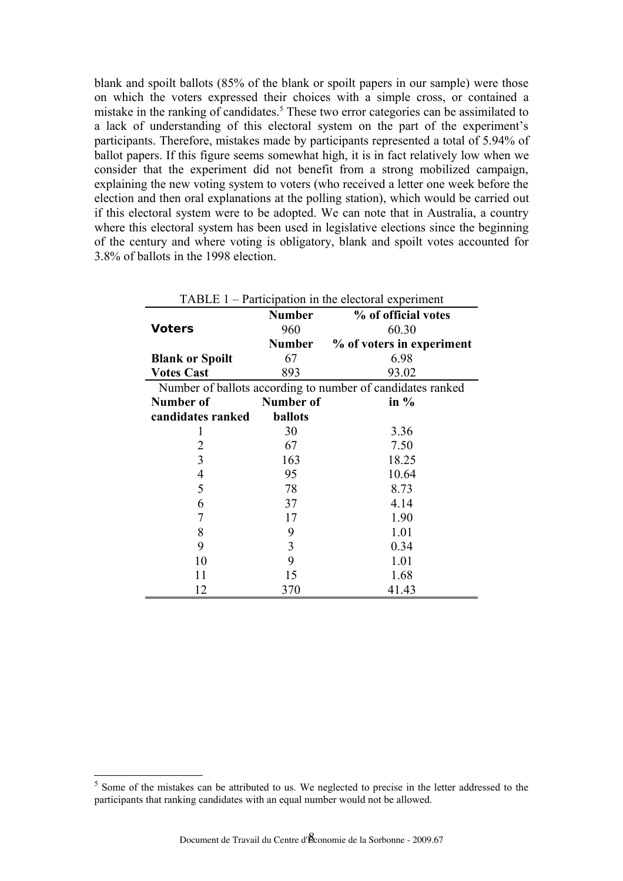blank and spoilt ballots (85% of the blank or spoilt papers in our sample) were those on which the voters expressed their choices with a simple cross, or contained a mistake in the ranking of candidates.[5] These two error categories can be assimilated to a lack of understanding of this electoral system on the part of the experiment's participants. Therefore, mistakes made by participants represented a total of 5.94% of ballot papers. If this figure seems somewhat high, it is in fact relatively low when we consider that the experiment did not benefit from a strong mobilized campaign, explaining the new voting system to voters (who received a letter one week before the election and then oral explanations at the polling station), which would be carried out if this electoral system were to be adopted. We can note that in Australia, a country where this electoral system has been used in legislative elections since the beginning of the century and where voting is obligatory, blank and spoilt votes accounted for 3.8% of ballots in the 1998 election.

TABLE 1 – Participation in the electoral experiment

| | **Number** | **% of official votes** |
|---|---|---|
| **Voters** | 960 | 60.30 |
| | **Number** | **% of voters in experiment** |
| **Blank or Spoilt** | 67 | 6.98 |
| **Votes Cast** | 893 | 93.02 |
| Number of ballots according to number of candidates ranked | | |
| **Number of candidates ranked** | **Number of ballots** | **in %** |
| 1 | 30 | 3.36 |
| 2 | 67 | 7.50 |
| 3 | 163 | 18.25 |
| 4 | 95 | 10.64 |
| 5 | 78 | 8.73 |
| 6 | 37 | 4.14 |
| 7 | 17 | 1.90 |
| 8 | 9 | 1.01 |
| 9 | 3 | 0.34 |
| 10 | 9 | 1.01 |
| 11 | 15 | 1.68 |
| 12 | 370 | 41.43 |

[5] Some of the mistakes can be attributed to us. We neglected to precise in the letter addressed to the participants that ranking candidates with an equal number would not be allowed.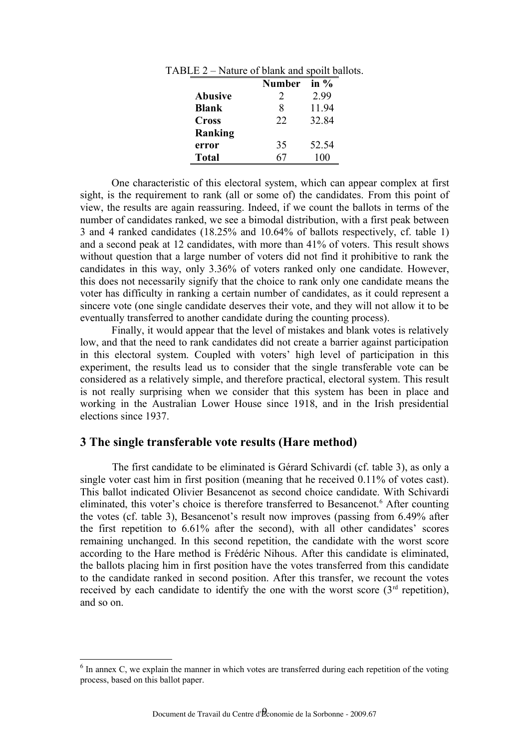TABLE 2 – Nature of blank and spoilt ballots.

| | Number | in % |
|---|---|---|
| **Abusive** | 2 | 2.99 |
| **Blank** | 8 | 11.94 |
| **Cross** | 22 | 32.84 |
| **Ranking error** | 35 | 52.54 |
| **Total** | 67 | 100 |

One characteristic of this electoral system, which can appear complex at first sight, is the requirement to rank (all or some of) the candidates. From this point of view, the results are again reassuring. Indeed, if we count the ballots in terms of the number of candidates ranked, we see a bimodal distribution, with a first peak between 3 and 4 ranked candidates (18.25% and 10.64% of ballots respectively, cf. table 1) and a second peak at 12 candidates, with more than 41% of voters. This result shows without question that a large number of voters did not find it prohibitive to rank the candidates in this way, only 3.36% of voters ranked only one candidate. However, this does not necessarily signify that the choice to rank only one candidate means the voter has difficulty in ranking a certain number of candidates, as it could represent a sincere vote (one single candidate deserves their vote, and they will not allow it to be eventually transferred to another candidate during the counting process).

Finally, it would appear that the level of mistakes and blank votes is relatively low, and that the need to rank candidates did not create a barrier against participation in this electoral system. Coupled with voters' high level of participation in this experiment, the results lead us to consider that the single transferable vote can be considered as a relatively simple, and therefore practical, electoral system. This result is not really surprising when we consider that this system has been in place and working in the Australian Lower House since 1918, and in the Irish presidential elections since 1937.

## 3 The single transferable vote results (Hare method)

The first candidate to be eliminated is Gérard Schivardi (cf. table 3), as only a single voter cast him in first position (meaning that he received 0.11% of votes cast). This ballot indicated Olivier Besancenot as second choice candidate. With Schivardi eliminated, this voter's choice is therefore transferred to Besancenot.[6] After counting the votes (cf. table 3), Besancenot's result now improves (passing from 6.49% after the first repetition to 6.61% after the second), with all other candidates' scores remaining unchanged. In this second repetition, the candidate with the worst score according to the Hare method is Frédéric Nihous. After this candidate is eliminated, the ballots placing him in first position have the votes transferred from this candidate to the candidate ranked in second position. After this transfer, we recount the votes received by each candidate to identify the one with the worst score (3rd repetition), and so on.

[6] In annex C, we explain the manner in which votes are transferred during each repetition of the voting process, based on this ballot paper.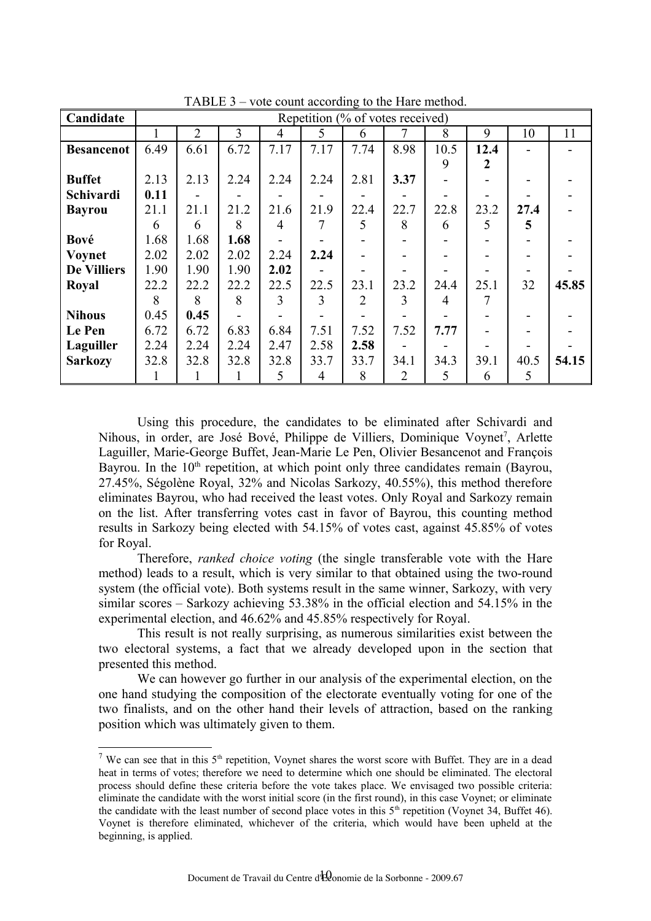TABLE 3 – vote count according to the Hare method.

| Candidate | Repetition (% of votes received) | | | | | | | | | | |
|---|---|---|---|---|---|---|---|---|---|---|---|
| | 1 | 2 | 3 | 4 | 5 | 6 | 7 | 8 | 9 | 10 | 11 |
| **Besancenot** | 6.49 | 6.61 | 6.72 | 7.17 | 7.17 | 7.74 | 8.98 | 10.59 | **12.42** | - | - |
| **Buffet** | 2.13 | 2.13 | 2.24 | 2.24 | 2.24 | 2.81 | **3.37** | - | - | - | - |
| **Schivardi** | **0.11** | - | - | - | - | - | - | - | - | - | - |
| **Bayrou** | 21.16 | 21.16 | 21.28 | 21.64 | 21.97 | 22.45 | 22.78 | 22.86 | 23.25 | **27.45** | - |
| **Bové** | 1.68 | 1.68 | **1.68** | - | - | - | - | - | - | - | - |
| **Voynet** | 2.02 | 2.02 | 2.02 | 2.24 | **2.24** | - | - | - | - | - | - |
| **De Villiers** | 1.90 | 1.90 | 1.90 | **2.02** | - | - | - | - | - | - | - |
| **Royal** | 22.28 | 22.28 | 22.28 | 22.53 | 22.53 | 23.12 | 23.23 | 24.44 | 25.17 | 32 | **45.85** |
| **Nihous** | 0.45 | **0.45** | - | - | - | - | - | - | - | - | - |
| **Le Pen** | 6.72 | 6.72 | 6.83 | 6.84 | 7.51 | 7.52 | 7.52 | **7.77** | - | - | - |
| **Laguiller** | 2.24 | 2.24 | 2.24 | 2.47 | 2.58 | **2.58** | - | - | - | - | - |
| **Sarkozy** | 32.81 | 32.81 | 32.81 | 32.85 | 33.74 | 33.78 | 34.12 | 34.35 | 39.16 | 40.55 | **54.15** |

Using this procedure, the candidates to be eliminated after Schivardi and Nihous, in order, are José Bové, Philippe de Villiers, Dominique Voynet[7], Arlette Laguiller, Marie-George Buffet, Jean-Marie Le Pen, Olivier Besancenot and François Bayrou. In the 10th repetition, at which point only three candidates remain (Bayrou, 27.45%, Ségolène Royal, 32% and Nicolas Sarkozy, 40.55%), this method therefore eliminates Bayrou, who had received the least votes. Only Royal and Sarkozy remain on the list. After transferring votes cast in favor of Bayrou, this counting method results in Sarkozy being elected with 54.15% of votes cast, against 45.85% of votes for Royal.

Therefore, *ranked choice voting* (the single transferable vote with the Hare method) leads to a result, which is very similar to that obtained using the two-round system (the official vote). Both systems result in the same winner, Sarkozy, with very similar scores – Sarkozy achieving 53.38% in the official election and 54.15% in the experimental election, and 46.62% and 45.85% respectively for Royal.

This result is not really surprising, as numerous similarities exist between the two electoral systems, a fact that we already developed upon in the section that presented this method.

We can however go further in our analysis of the experimental election, on the one hand studying the composition of the electorate eventually voting for one of the two finalists, and on the other hand their levels of attraction, based on the ranking position which was ultimately given to them.

[7] We can see that in this 5th repetition, Voynet shares the worst score with Buffet. They are in a dead heat in terms of votes; therefore we need to determine which one should be eliminated. The electoral process should define these criteria before the vote takes place. We envisaged two possible criteria: eliminate the candidate with the worst initial score (in the first round), in this case Voynet; or eliminate the candidate with the least number of second place votes in this 5th repetition (Voynet 34, Buffet 46). Voynet is therefore eliminated, whichever of the criteria, which would have been upheld at the beginning, is applied.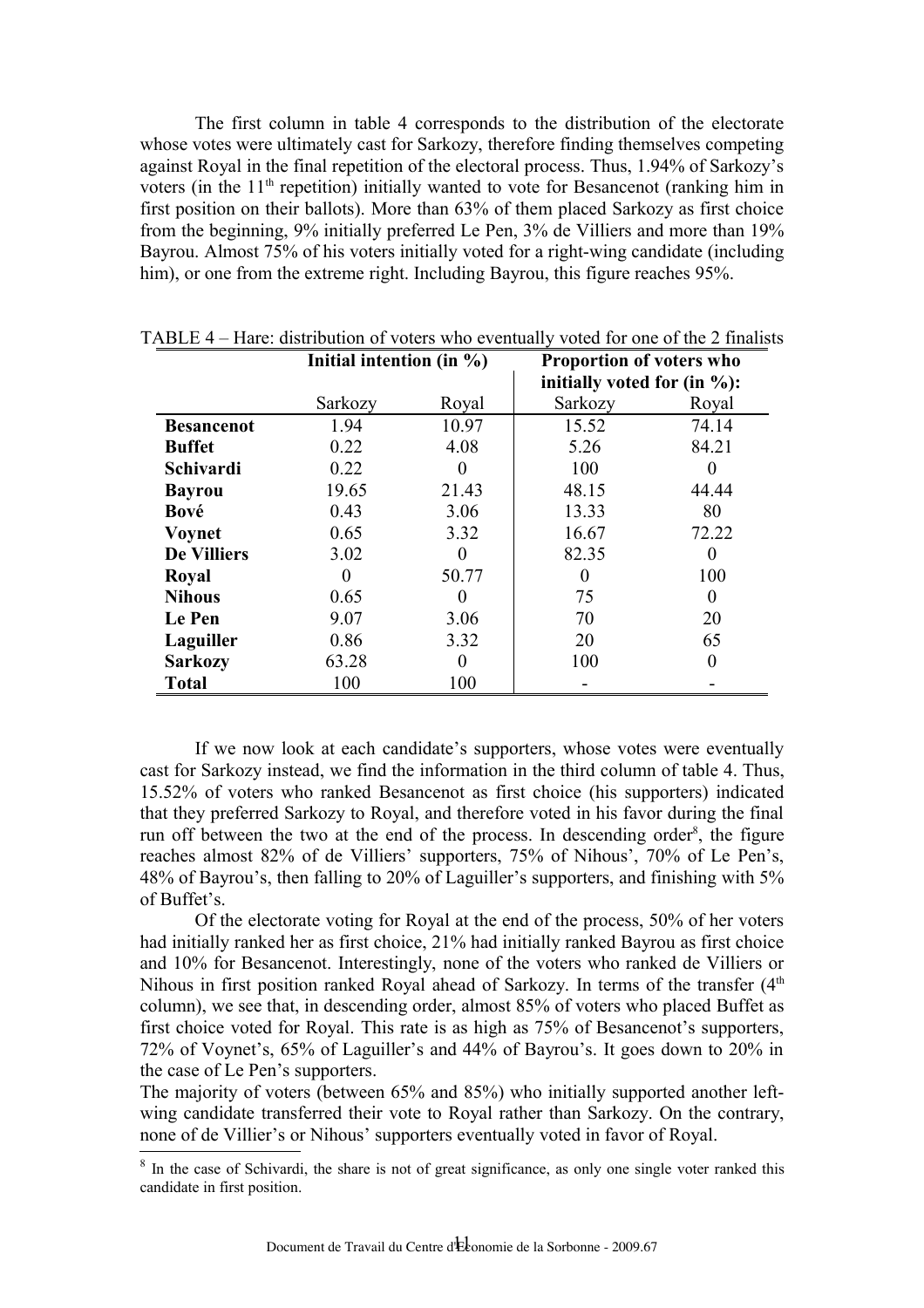The first column in table 4 corresponds to the distribution of the electorate whose votes were ultimately cast for Sarkozy, therefore finding themselves competing against Royal in the final repetition of the electoral process. Thus, 1.94% of Sarkozy's voters (in the 11th repetition) initially wanted to vote for Besancenot (ranking him in first position on their ballots). More than 63% of them placed Sarkozy as first choice from the beginning, 9% initially preferred Le Pen, 3% de Villiers and more than 19% Bayrou. Almost 75% of his voters initially voted for a right-wing candidate (including him), or one from the extreme right. Including Bayrou, this figure reaches 95%.

TABLE 4 – Hare: distribution of voters who eventually voted for one of the 2 finalists

| | **Initial intention (in %)** | | **Proportion of voters who initially voted for (in %):** | |
|---|---|---|---|---|
| | Sarkozy | Royal | Sarkozy | Royal |
| **Besancenot** | 1.94 | 10.97 | 15.52 | 74.14 |
| **Buffet** | 0.22 | 4.08 | 5.26 | 84.21 |
| **Schivardi** | 0.22 | 0 | 100 | 0 |
| **Bayrou** | 19.65 | 21.43 | 48.15 | 44.44 |
| **Bové** | 0.43 | 3.06 | 13.33 | 80 |
| **Voynet** | 0.65 | 3.32 | 16.67 | 72.22 |
| **De Villiers** | 3.02 | 0 | 82.35 | 0 |
| **Royal** | 0 | 50.77 | 0 | 100 |
| **Nihous** | 0.65 | 0 | 75 | 0 |
| **Le Pen** | 9.07 | 3.06 | 70 | 20 |
| **Laguiller** | 0.86 | 3.32 | 20 | 65 |
| **Sarkozy** | 63.28 | 0 | 100 | 0 |
| **Total** | 100 | 100 | - | - |

If we now look at each candidate's supporters, whose votes were eventually cast for Sarkozy instead, we find the information in the third column of table 4. Thus, 15.52% of voters who ranked Besancenot as first choice (his supporters) indicated that they preferred Sarkozy to Royal, and therefore voted in his favor during the final run off between the two at the end of the process. In descending order[8], the figure reaches almost 82% of de Villiers' supporters, 75% of Nihous', 70% of Le Pen's, 48% of Bayrou's, then falling to 20% of Laguiller's supporters, and finishing with 5% of Buffet's.

Of the electorate voting for Royal at the end of the process, 50% of her voters had initially ranked her as first choice, 21% had initially ranked Bayrou as first choice and 10% for Besancenot. Interestingly, none of the voters who ranked de Villiers or Nihous in first position ranked Royal ahead of Sarkozy. In terms of the transfer (4th column), we see that, in descending order, almost 85% of voters who placed Buffet as first choice voted for Royal. This rate is as high as 75% of Besancenot's supporters, 72% of Voynet's, 65% of Laguiller's and 44% of Bayrou's. It goes down to 20% in the case of Le Pen's supporters.

The majority of voters (between 65% and 85%) who initially supported another left-wing candidate transferred their vote to Royal rather than Sarkozy. On the contrary, none of de Villier's or Nihous' supporters eventually voted in favor of Royal.

[8] In the case of Schivardi, the share is not of great significance, as only one single voter ranked this candidate in first position.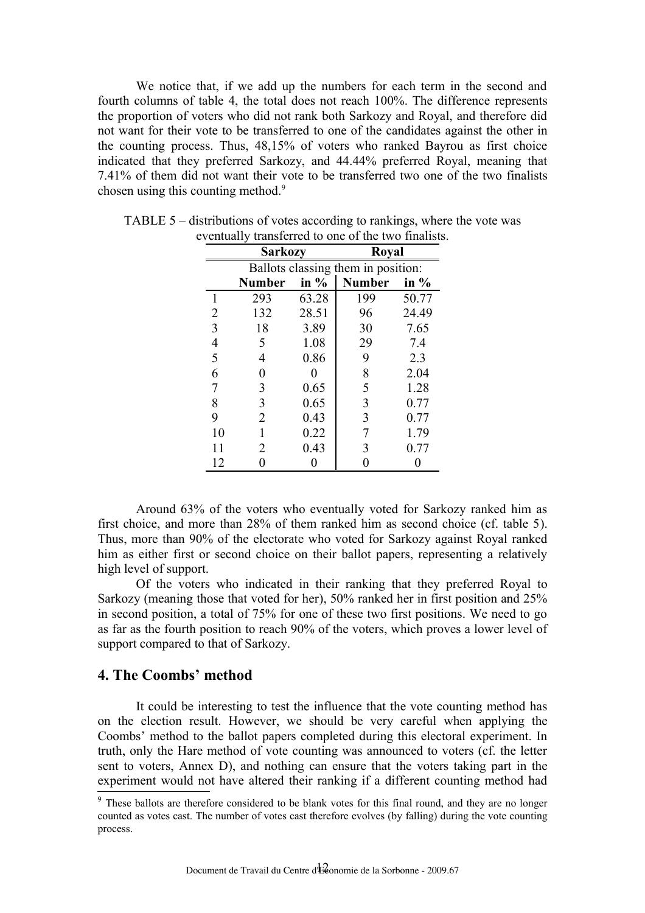We notice that, if we add up the numbers for each term in the second and fourth columns of table 4, the total does not reach 100%. The difference represents the proportion of voters who did not rank both Sarkozy and Royal, and therefore did not want for their vote to be transferred to one of the candidates against the other in the counting process. Thus, 48,15% of voters who ranked Bayrou as first choice indicated that they preferred Sarkozy, and 44.44% preferred Royal, meaning that 7.41% of them did not want their vote to be transferred two one of the two finalists chosen using this counting method.[9]

TABLE 5 – distributions of votes according to rankings, where the vote was eventually transferred to one of the two finalists.

| | **Sarkozy** | | **Royal** | |
|---|---|---|---|---|
| | Ballots classing them in position: | | | |
| | **Number** | **in %** | **Number** | **in %** |
| 1 | 293 | 63.28 | 199 | 50.77 |
| 2 | 132 | 28.51 | 96 | 24.49 |
| 3 | 18 | 3.89 | 30 | 7.65 |
| 4 | 5 | 1.08 | 29 | 7.4 |
| 5 | 4 | 0.86 | 9 | 2.3 |
| 6 | 0 | 0 | 8 | 2.04 |
| 7 | 3 | 0.65 | 5 | 1.28 |
| 8 | 3 | 0.65 | 3 | 0.77 |
| 9 | 2 | 0.43 | 3 | 0.77 |
| 10 | 1 | 0.22 | 7 | 1.79 |
| 11 | 2 | 0.43 | 3 | 0.77 |
| 12 | 0 | 0 | 0 | 0 |

Around 63% of the voters who eventually voted for Sarkozy ranked him as first choice, and more than 28% of them ranked him as second choice (cf. table 5). Thus, more than 90% of the electorate who voted for Sarkozy against Royal ranked him as either first or second choice on their ballot papers, representing a relatively high level of support.

Of the voters who indicated in their ranking that they preferred Royal to Sarkozy (meaning those that voted for her), 50% ranked her in first position and 25% in second position, a total of 75% for one of these two first positions. We need to go as far as the fourth position to reach 90% of the voters, which proves a lower level of support compared to that of Sarkozy.

## 4. The Coombs' method

It could be interesting to test the influence that the vote counting method has on the election result. However, we should be very careful when applying the Coombs' method to the ballot papers completed during this electoral experiment. In truth, only the Hare method of vote counting was announced to voters (cf. the letter sent to voters, Annex D), and nothing can ensure that the voters taking part in the experiment would not have altered their ranking if a different counting method had

[9] These ballots are therefore considered to be blank votes for this final round, and they are no longer counted as votes cast. The number of votes cast therefore evolves (by falling) during the vote counting process.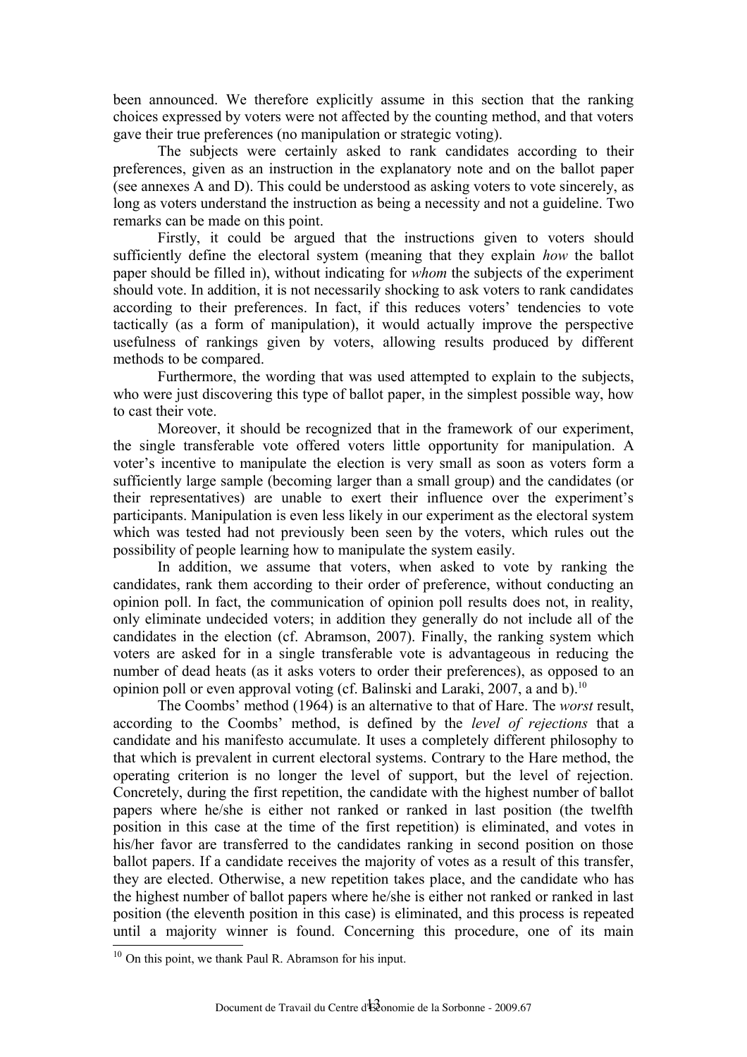been announced. We therefore explicitly assume in this section that the ranking choices expressed by voters were not affected by the counting method, and that voters gave their true preferences (no manipulation or strategic voting).

The subjects were certainly asked to rank candidates according to their preferences, given as an instruction in the explanatory note and on the ballot paper (see annexes A and D). This could be understood as asking voters to vote sincerely, as long as voters understand the instruction as being a necessity and not a guideline. Two remarks can be made on this point.

Firstly, it could be argued that the instructions given to voters should sufficiently define the electoral system (meaning that they explain *how* the ballot paper should be filled in), without indicating for *whom* the subjects of the experiment should vote. In addition, it is not necessarily shocking to ask voters to rank candidates according to their preferences. In fact, if this reduces voters' tendencies to vote tactically (as a form of manipulation), it would actually improve the perspective usefulness of rankings given by voters, allowing results produced by different methods to be compared.

Furthermore, the wording that was used attempted to explain to the subjects, who were just discovering this type of ballot paper, in the simplest possible way, how to cast their vote.

Moreover, it should be recognized that in the framework of our experiment, the single transferable vote offered voters little opportunity for manipulation. A voter's incentive to manipulate the election is very small as soon as voters form a sufficiently large sample (becoming larger than a small group) and the candidates (or their representatives) are unable to exert their influence over the experiment's participants. Manipulation is even less likely in our experiment as the electoral system which was tested had not previously been seen by the voters, which rules out the possibility of people learning how to manipulate the system easily.

In addition, we assume that voters, when asked to vote by ranking the candidates, rank them according to their order of preference, without conducting an opinion poll. In fact, the communication of opinion poll results does not, in reality, only eliminate undecided voters; in addition they generally do not include all of the candidates in the election (cf. Abramson, 2007). Finally, the ranking system which voters are asked for in a single transferable vote is advantageous in reducing the number of dead heats (as it asks voters to order their preferences), as opposed to an opinion poll or even approval voting (cf. Balinski and Laraki, 2007, a and b).[10]

The Coombs' method (1964) is an alternative to that of Hare. The *worst* result, according to the Coombs' method, is defined by the *level of rejections* that a candidate and his manifesto accumulate. It uses a completely different philosophy to that which is prevalent in current electoral systems. Contrary to the Hare method, the operating criterion is no longer the level of support, but the level of rejection. Concretely, during the first repetition, the candidate with the highest number of ballot papers where he/she is either not ranked or ranked in last position (the twelfth position in this case at the time of the first repetition) is eliminated, and votes in his/her favor are transferred to the candidates ranking in second position on those ballot papers. If a candidate receives the majority of votes as a result of this transfer, they are elected. Otherwise, a new repetition takes place, and the candidate who has the highest number of ballot papers where he/she is either not ranked or ranked in last position (the eleventh position in this case) is eliminated, and this process is repeated until a majority winner is found. Concerning this procedure, one of its main

[10] On this point, we thank Paul R. Abramson for his input.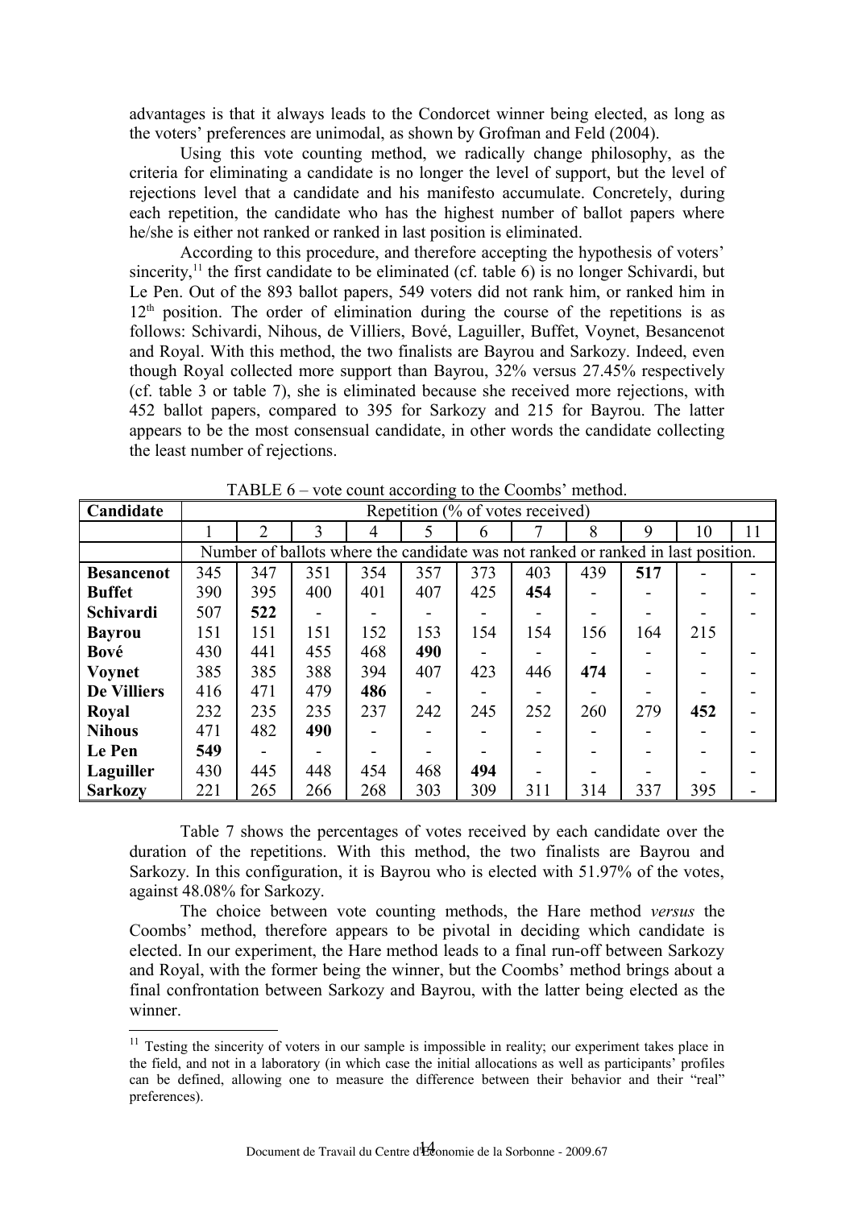advantages is that it always leads to the Condorcet winner being elected, as long as the voters' preferences are unimodal, as shown by Grofman and Feld (2004).

Using this vote counting method, we radically change philosophy, as the criteria for eliminating a candidate is no longer the level of support, but the level of rejections level that a candidate and his manifesto accumulate. Concretely, during each repetition, the candidate who has the highest number of ballot papers where he/she is either not ranked or ranked in last position is eliminated.

According to this procedure, and therefore accepting the hypothesis of voters' sincerity,[11] the first candidate to be eliminated (cf. table 6) is no longer Schivardi, but Le Pen. Out of the 893 ballot papers, 549 voters did not rank him, or ranked him in $12^{th}$ position. The order of elimination during the course of the repetitions is as follows: Schivardi, Nihous, de Villiers, Bové, Laguiller, Buffet, Voynet, Besancenot and Royal. With this method, the two finalists are Bayrou and Sarkozy. Indeed, even though Royal collected more support than Bayrou, 32% versus 27.45% respectively (cf. table 3 or table 7), she is eliminated because she received more rejections, with 452 ballot papers, compared to 395 for Sarkozy and 215 for Bayrou. The latter appears to be the most consensual candidate, in other words the candidate collecting the least number of rejections.

TABLE 6 – vote count according to the Coombs' method.

| Candidate | Repetition (% of votes received) | | | | | | | | | | |
|---|---|---|---|---|---|---|---|---|---|---|---|
| | 1 | 2 | 3 | 4 | 5 | 6 | 7 | 8 | 9 | 10 | 11 |
| | Number of ballots where the candidate was not ranked or ranked in last position. | | | | | | | | | | |
| **Besancenot** | 345 | 347 | 351 | 354 | 357 | 373 | 403 | 439 | **517** | - | - |
| **Buffet** | 390 | 395 | 400 | 401 | 407 | 425 | **454** | - | - | - | - |
| **Schivardi** | 507 | **522** | - | - | - | - | - | - | - | - | - |
| **Bayrou** | 151 | 151 | 151 | 152 | 153 | 154 | 154 | 156 | 164 | 215 | |
| **Bové** | 430 | 441 | 455 | 468 | **490** | - | - | - | - | - | - |
| **Voynet** | 385 | 385 | 388 | 394 | 407 | 423 | 446 | **474** | - | - | - |
| **De Villiers** | 416 | 471 | 479 | **486** | - | - | - | - | - | - | - |
| **Royal** | 232 | 235 | 235 | 237 | 242 | 245 | 252 | 260 | 279 | **452** | - |
| **Nihous** | 471 | 482 | **490** | - | - | - | - | - | - | - | - |
| **Le Pen** | **549** | - | - | - | - | - | - | - | - | - | - |
| **Laguiller** | 430 | 445 | 448 | 454 | 468 | **494** | - | - | - | - | - |
| **Sarkozy** | 221 | 265 | 266 | 268 | 303 | 309 | 311 | 314 | 337 | 395 | - |

Table 7 shows the percentages of votes received by each candidate over the duration of the repetitions. With this method, the two finalists are Bayrou and Sarkozy. In this configuration, it is Bayrou who is elected with 51.97% of the votes, against 48.08% for Sarkozy.

The choice between vote counting methods, the Hare method *versus* the Coombs' method, therefore appears to be pivotal in deciding which candidate is elected. In our experiment, the Hare method leads to a final run-off between Sarkozy and Royal, with the former being the winner, but the Coombs' method brings about a final confrontation between Sarkozy and Bayrou, with the latter being elected as the winner.

[11] Testing the sincerity of voters in our sample is impossible in reality; our experiment takes place in the field, and not in a laboratory (in which case the initial allocations as well as participants' profiles can be defined, allowing one to measure the difference between their behavior and their "real" preferences).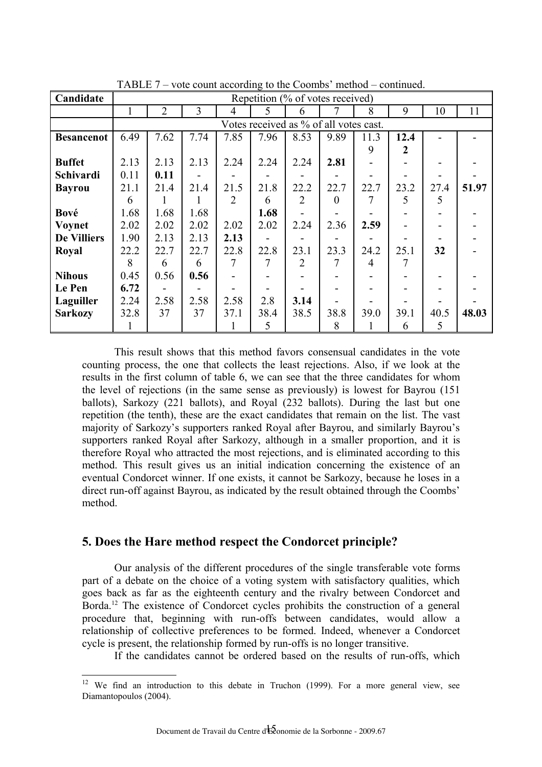TABLE 7 – vote count according to the Coombs' method – continued.

| **Candidate** | Repetition (% of votes received) | | | | | | | | | | |
|---|---|---|---|---|---|---|---|---|---|---|---|
| | 1 | 2 | 3 | 4 | 5 | 6 | 7 | 8 | 9 | 10 | 11 |
| | Votes received as % of all votes cast. | | | | | | | | | | |
| **Besancenot** | 6.49 | 7.62 | 7.74 | 7.85 | 7.96 | 8.53 | 9.89 | 11.39 | **12.42** | - | - |
| **Buffet** | 2.13 | 2.13 | 2.13 | 2.24 | 2.24 | 2.24 | **2.81** | - | - | - | - |
| **Schivardi** | 0.11 | **0.11** | - | - | - | - | - | - | - | - | - |
| **Bayrou** | 21.16 | 21.41 | 21.41 | 21.52 | 21.86 | 22.22 | 22.70 | 22.77 | 23.25 | 27.45 | **51.97** |
| **Bové** | 1.68 | 1.68 | 1.68 | | **1.68** | - | - | - | - | - | - |
| **Voynet** | 2.02 | 2.02 | 2.02 | 2.02 | 2.02 | 2.24 | 2.36 | **2.59** | - | - | - |
| **De Villiers** | 1.90 | 2.13 | 2.13 | **2.13** | - | - | - | - | - | - | - |
| **Royal** | 22.28 | 22.76 | 22.76 | 22.87 | 22.87 | 23.12 | 23.37 | 24.24 | 25.17 | **32** | - |
| **Nihous** | 0.45 | 0.56 | **0.56** | - | - | - | - | - | - | - | - |
| **Le Pen** | **6.72** | - | - | - | - | - | - | - | - | - | - |
| **Laguiller** | 2.24 | 2.58 | 2.58 | 2.58 | 2.8 | **3.14** | - | - | - | - | - |
| **Sarkozy** | 32.81 | 37 | 37 | 37.11 | 38.45 | 38.5 | 38.88 | 39.01 | 39.16 | 40.55 | 48.03 |

This result shows that this method favors consensual candidates in the vote counting process, the one that collects the least rejections. Also, if we look at the results in the first column of table 6, we can see that the three candidates for whom the level of rejections (in the same sense as previously) is lowest for Bayrou (151 ballots), Sarkozy (221 ballots), and Royal (232 ballots). During the last but one repetition (the tenth), these are the exact candidates that remain on the list. The vast majority of Sarkozy's supporters ranked Royal after Bayrou, and similarly Bayrou's supporters ranked Royal after Sarkozy, although in a smaller proportion, and it is therefore Royal who attracted the most rejections, and is eliminated according to this method. This result gives us an initial indication concerning the existence of an eventual Condorcet winner. If one exists, it cannot be Sarkozy, because he loses in a direct run-off against Bayrou, as indicated by the result obtained through the Coombs' method.

## 5. Does the Hare method respect the Condorcet principle?

Our analysis of the different procedures of the single transferable vote forms part of a debate on the choice of a voting system with satisfactory qualities, which goes back as far as the eighteenth century and the rivalry between Condorcet and Borda.[12] The existence of Condorcet cycles prohibits the construction of a general procedure that, beginning with run-offs between candidates, would allow a relationship of collective preferences to be formed. Indeed, whenever a Condorcet cycle is present, the relationship formed by run-offs is no longer transitive.

If the candidates cannot be ordered based on the results of run-offs, which

[12] We find an introduction to this debate in Truchon (1999). For a more general view, see Diamantopoulos (2004).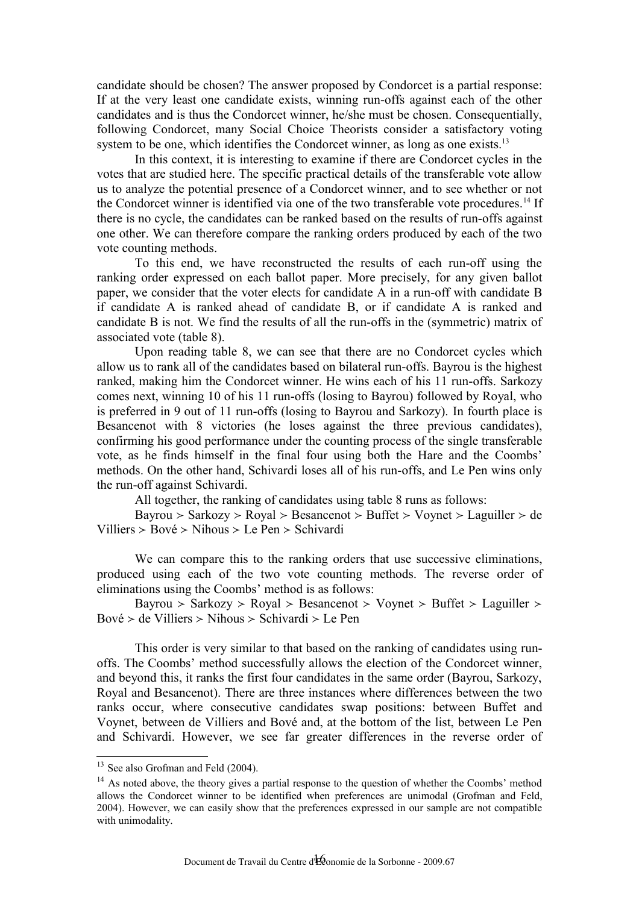candidate should be chosen? The answer proposed by Condorcet is a partial response: If at the very least one candidate exists, winning run-offs against each of the other candidates and is thus the Condorcet winner, he/she must be chosen. Consequentially, following Condorcet, many Social Choice Theorists consider a satisfactory voting system to be one, which identifies the Condorcet winner, as long as one exists.[13]

In this context, it is interesting to examine if there are Condorcet cycles in the votes that are studied here. The specific practical details of the transferable vote allow us to analyze the potential presence of a Condorcet winner, and to see whether or not the Condorcet winner is identified via one of the two transferable vote procedures.[14] If there is no cycle, the candidates can be ranked based on the results of run-offs against one other. We can therefore compare the ranking orders produced by each of the two vote counting methods.

To this end, we have reconstructed the results of each run-off using the ranking order expressed on each ballot paper. More precisely, for any given ballot paper, we consider that the voter elects for candidate A in a run-off with candidate B if candidate A is ranked ahead of candidate B, or if candidate A is ranked and candidate B is not. We find the results of all the run-offs in the (symmetric) matrix of associated vote (table 8).

Upon reading table 8, we can see that there are no Condorcet cycles which allow us to rank all of the candidates based on bilateral run-offs. Bayrou is the highest ranked, making him the Condorcet winner. He wins each of his 11 run-offs. Sarkozy comes next, winning 10 of his 11 run-offs (losing to Bayrou) followed by Royal, who is preferred in 9 out of 11 run-offs (losing to Bayrou and Sarkozy). In fourth place is Besancenot with 8 victories (he loses against the three previous candidates), confirming his good performance under the counting process of the single transferable vote, as he finds himself in the final four using both the Hare and the Coombs' methods. On the other hand, Schivardi loses all of his run-offs, and Le Pen wins only the run-off against Schivardi.

All together, the ranking of candidates using table 8 runs as follows:

Bayrou ≻ Sarkozy ≻ Royal ≻ Besancenot ≻ Buffet ≻ Voynet ≻ Laguiller ≻ de Villiers ≻ Bové ≻ Nihous ≻ Le Pen ≻ Schivardi

We can compare this to the ranking orders that use successive eliminations, produced using each of the two vote counting methods. The reverse order of eliminations using the Coombs' method is as follows:

Bayrou ≻ Sarkozy ≻ Royal ≻ Besancenot ≻ Voynet ≻ Buffet ≻ Laguiller ≻ Bové ≻ de Villiers ≻ Nihous ≻ Schivardi ≻ Le Pen

This order is very similar to that based on the ranking of candidates using run-offs. The Coombs' method successfully allows the election of the Condorcet winner, and beyond this, it ranks the first four candidates in the same order (Bayrou, Sarkozy, Royal and Besancenot). There are three instances where differences between the two ranks occur, where consecutive candidates swap positions: between Buffet and Voynet, between de Villiers and Bové and, at the bottom of the list, between Le Pen and Schivardi. However, we see far greater differences in the reverse order of

[13] See also Grofman and Feld (2004).

[14] As noted above, the theory gives a partial response to the question of whether the Coombs' method allows the Condorcet winner to be identified when preferences are unimodal (Grofman and Feld, 2004). However, we can easily show that the preferences expressed in our sample are not compatible with unimodality.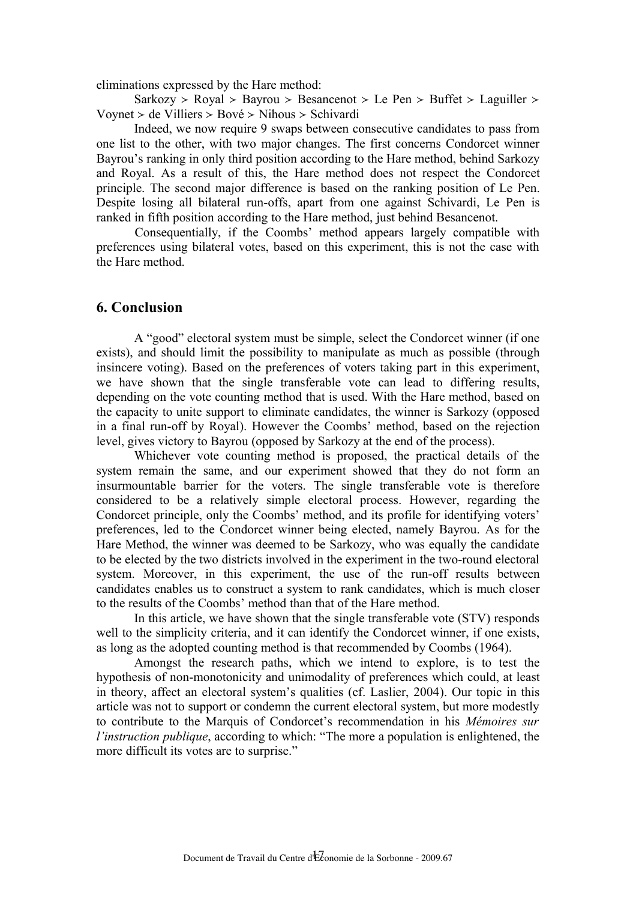eliminations expressed by the Hare method:

Sarkozy ≻ Royal ≻ Bayrou ≻ Besancenot ≻ Le Pen ≻ Buffet ≻ Laguiller ≻ Voynet ≻ de Villiers ≻ Bové ≻ Nihous ≻ Schivardi

Indeed, we now require 9 swaps between consecutive candidates to pass from one list to the other, with two major changes. The first concerns Condorcet winner Bayrou's ranking in only third position according to the Hare method, behind Sarkozy and Royal. As a result of this, the Hare method does not respect the Condorcet principle. The second major difference is based on the ranking position of Le Pen. Despite losing all bilateral run-offs, apart from one against Schivardi, Le Pen is ranked in fifth position according to the Hare method, just behind Besancenot.

Consequentially, if the Coombs' method appears largely compatible with preferences using bilateral votes, based on this experiment, this is not the case with the Hare method.

## 6. Conclusion

A "good" electoral system must be simple, select the Condorcet winner (if one exists), and should limit the possibility to manipulate as much as possible (through insincere voting). Based on the preferences of voters taking part in this experiment, we have shown that the single transferable vote can lead to differing results, depending on the vote counting method that is used. With the Hare method, based on the capacity to unite support to eliminate candidates, the winner is Sarkozy (opposed in a final run-off by Royal). However the Coombs' method, based on the rejection level, gives victory to Bayrou (opposed by Sarkozy at the end of the process).

Whichever vote counting method is proposed, the practical details of the system remain the same, and our experiment showed that they do not form an insurmountable barrier for the voters. The single transferable vote is therefore considered to be a relatively simple electoral process. However, regarding the Condorcet principle, only the Coombs' method, and its profile for identifying voters' preferences, led to the Condorcet winner being elected, namely Bayrou. As for the Hare Method, the winner was deemed to be Sarkozy, who was equally the candidate to be elected by the two districts involved in the experiment in the two-round electoral system. Moreover, in this experiment, the use of the run-off results between candidates enables us to construct a system to rank candidates, which is much closer to the results of the Coombs' method than that of the Hare method.

In this article, we have shown that the single transferable vote (STV) responds well to the simplicity criteria, and it can identify the Condorcet winner, if one exists, as long as the adopted counting method is that recommended by Coombs (1964).

Amongst the research paths, which we intend to explore, is to test the hypothesis of non-monotonicity and unimodality of preferences which could, at least in theory, affect an electoral system's qualities (cf. Laslier, 2004). Our topic in this article was not to support or condemn the current electoral system, but more modestly to contribute to the Marquis of Condorcet's recommendation in his *Mémoires sur l'instruction publique*, according to which: "The more a population is enlightened, the more difficult its votes are to surprise."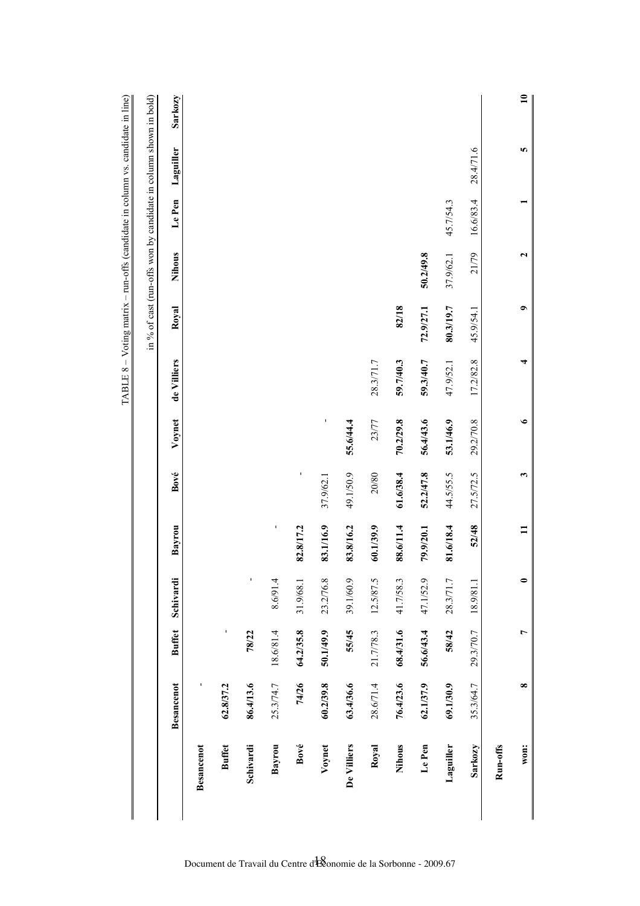TABLE 8 – Voting matrix – run-offs (candidate in column vs. candidate in line)

in % of cast (run-offs won by candidate in column shown in bold)

| | Besancenot | Buffet | Schivardi | Bayrou | Bové | Voynet | de Villiers | Royal | Nihous | Le Pen | Laguiller | Sarkozy |
|---|---|---|---|---|---|---|---|---|---|---|---|---|
| **Besancenot** | - | | | | | | | | | | | |
| **Buffet** | **62.8/37.2** | - | | | | | | | | | | |
| **Schivardi** | **86.4/13.6** | **78/22** | - | | | | | | | | | |
| **Bayrou** | 25.3/74.7 | 18.6/81.4 | 8.6/91.4 | - | | | | | | | | |
| **Bové** | **74/26** | **64.2/35.8** | 31.9/68.1 | **82.8/17.2** | - | | | | | | | |
| **Voynet** | **60.2/39.8** | **50.1/49.9** | 23.2/76.8 | **83.1/16.9** | 37.9/62.1 | - | | | | | | |
| **De Villiers** | **63.4/36.6** | **55/45** | 39.1/60.9 | **83.8/16.2** | 49.1/50.9 | **55.6/44.4** | | | | | | |
| **Royal** | 28.6/71.4 | 21.7/78.3 | 12.5/87.5 | **60.1/39.9** | 20/80 | 23/77 | 28.3/71.7 | | | | | |
| **Nihous** | **76.4/23.6** | **68.4/31.6** | 41.7/58.3 | **88.6/11.4** | **61.6/38.4** | **70.2/29.8** | **59.7/40.3** | **82/18** | | | | |
| **Le Pen** | **62.1/37.9** | **56.6/43.4** | 47.1/52.9 | **79.9/20.1** | **52.2/47.8** | **56.4/43.6** | **59.3/40.7** | **72.9/27.1** | **50.2/49.8** | | | |
| **Laguiller** | **69.1/30.9** | **58/42** | 28.3/71.7 | **81.6/18.4** | 44.5/55.5 | **53.1/46.9** | 47.9/52.1 | **80.3/19.7** | 37.9/62.1 | 45.7/54.3 | | |
| **Sarkozy** | 35.3/64.7 | 29.3/70.7 | 18.9/81.1 | **52/48** | 27.5/72.5 | 29.2/70.8 | 17.2/82.8 | 45.9/54.1 | 21/79 | 16.6/83.4 | 28.4/71.6 | |
| **Run-offs** | | | | | | | | | | | | |
| **won:** | **8** | **7** | **0** | **11** | **3** | **6** | **4** | **9** | **2** | **1** | **5** | **10** |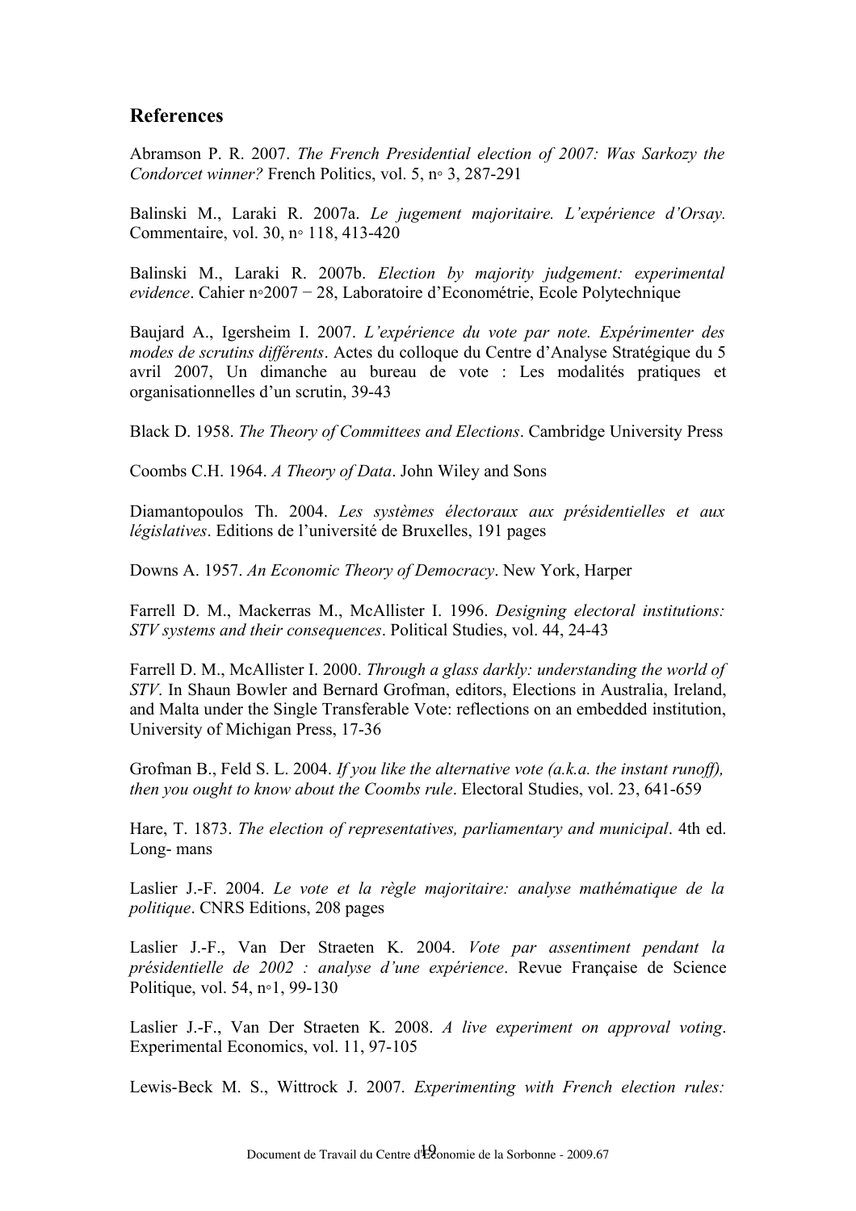## References

Abramson P. R. 2007. *The French Presidential election of 2007: Was Sarkozy the Condorcet winner?* French Politics, vol. 5, n◦ 3, 287-291

Balinski M., Laraki R. 2007a. *Le jugement majoritaire. L'expérience d'Orsay.* Commentaire, vol. 30, n◦ 118, 413-420

Balinski M., Laraki R. 2007b. *Election by majority judgement: experimental evidence*. Cahier n◦2007 − 28, Laboratoire d'Econométrie, Ecole Polytechnique

Baujard A., Igersheim I. 2007. *L'expérience du vote par note. Expérimenter des modes de scrutins différents*. Actes du colloque du Centre d'Analyse Stratégique du 5 avril 2007, Un dimanche au bureau de vote : Les modalités pratiques et organisationnelles d'un scrutin, 39-43

Black D. 1958. *The Theory of Committees and Elections*. Cambridge University Press

Coombs C.H. 1964. *A Theory of Data*. John Wiley and Sons

Diamantopoulos Th. 2004. *Les systèmes électoraux aux présidentielles et aux législatives*. Editions de l'université de Bruxelles, 191 pages

Downs A. 1957. *An Economic Theory of Democracy*. New York, Harper

Farrell D. M., Mackerras M., McAllister I. 1996. *Designing electoral institutions: STV systems and their consequences*. Political Studies, vol. 44, 24-43

Farrell D. M., McAllister I. 2000. *Through a glass darkly: understanding the world of STV*. In Shaun Bowler and Bernard Grofman, editors, Elections in Australia, Ireland, and Malta under the Single Transferable Vote: reflections on an embedded institution, University of Michigan Press, 17-36

Grofman B., Feld S. L. 2004. *If you like the alternative vote (a.k.a. the instant runoff), then you ought to know about the Coombs rule*. Electoral Studies, vol. 23, 641-659

Hare, T. 1873. *The election of representatives, parliamentary and municipal*. 4th ed. Long- mans

Laslier J.-F. 2004. *Le vote et la règle majoritaire: analyse mathématique de la politique*. CNRS Editions, 208 pages

Laslier J.-F., Van Der Straeten K. 2004. *Vote par assentiment pendant la présidentielle de 2002 : analyse d'une expérience*. Revue Française de Science Politique, vol. 54, n◦1, 99-130

Laslier J.-F., Van Der Straeten K. 2008. *A live experiment on approval voting*. Experimental Economics, vol. 11, 97-105

Lewis-Beck M. S., Wittrock J. 2007. *Experimenting with French election rules:*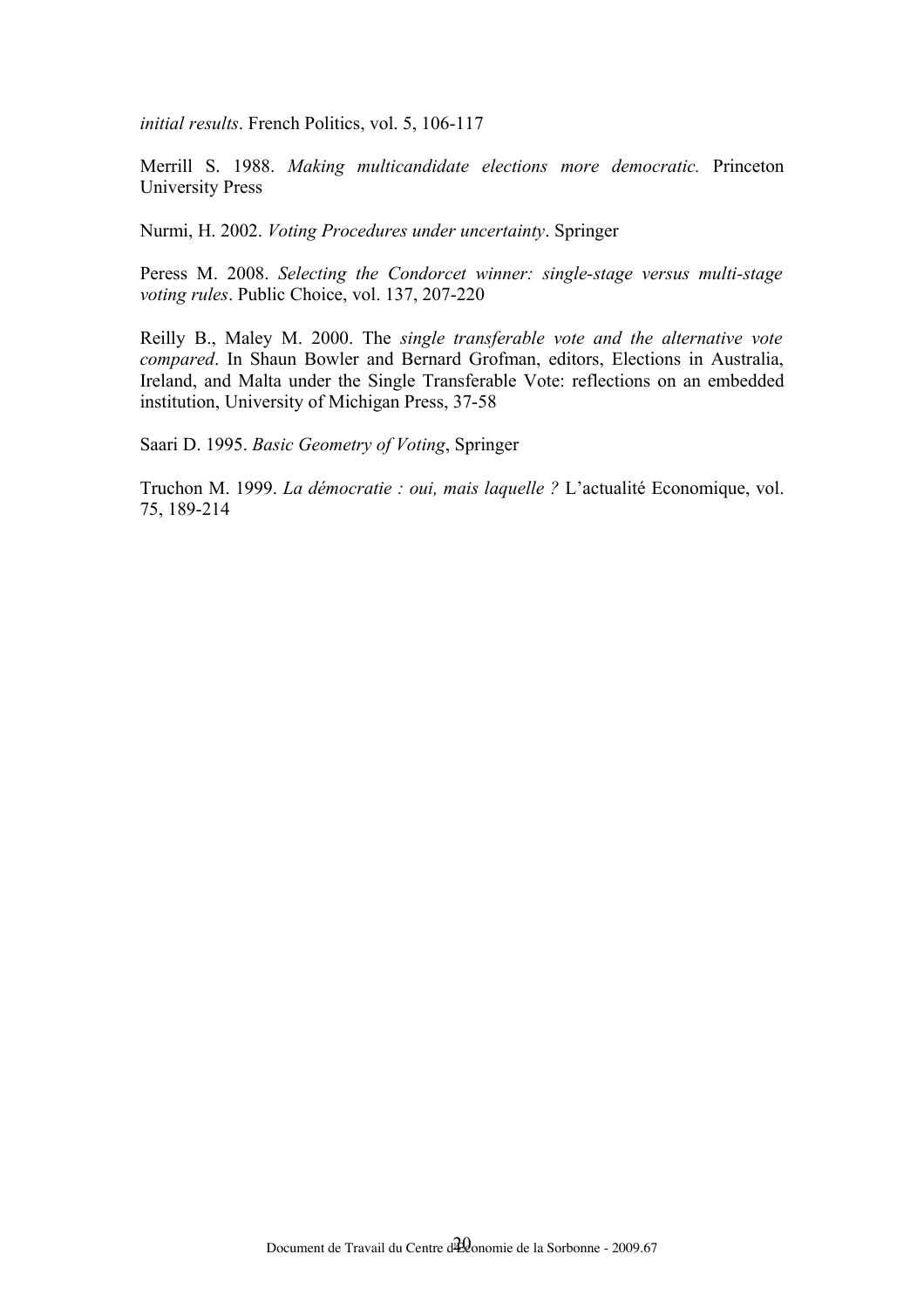*initial results*. French Politics, vol. 5, 106-117

Merrill S. 1988. *Making multicandidate elections more democratic.* Princeton University Press

Nurmi, H. 2002. *Voting Procedures under uncertainty*. Springer

Peress M. 2008. *Selecting the Condorcet winner: single-stage versus multi-stage voting rules*. Public Choice, vol. 137, 207-220

Reilly B., Maley M. 2000. The *single transferable vote and the alternative vote compared*. In Shaun Bowler and Bernard Grofman, editors, Elections in Australia, Ireland, and Malta under the Single Transferable Vote: reflections on an embedded institution, University of Michigan Press, 37-58

Saari D. 1995. *Basic Geometry of Voting*, Springer

Truchon M. 1999. *La démocratie : oui, mais laquelle ?* L'actualité Economique, vol. 75, 189-214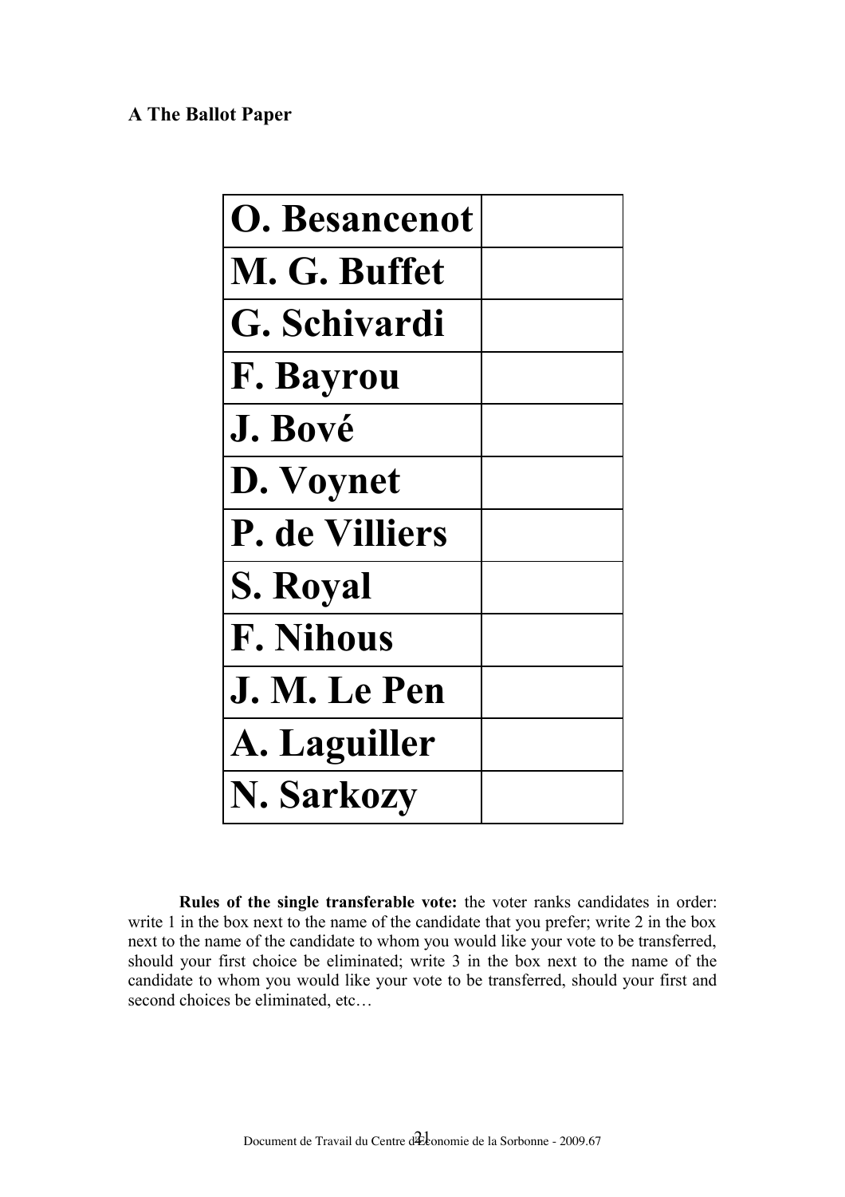**A The Ballot Paper**

| | |
|---|---|
| **O. Besancenot** | |
| **M. G. Buffet** | |
| **G. Schivardi** | |
| **F. Bayrou** | |
| **J. Bové** | |
| **D. Voynet** | |
| **P. de Villiers** | |
| **S. Royal** | |
| **F. Nihous** | |
| **J. M. Le Pen** | |
| **A. Laguiller** | |
| **N. Sarkozy** | |

**Rules of the single transferable vote:** the voter ranks candidates in order: write 1 in the box next to the name of the candidate that you prefer; write 2 in the box next to the name of the candidate to whom you would like your vote to be transferred, should your first choice be eliminated; write 3 in the box next to the name of the candidate to whom you would like your vote to be transferred, should your first and second choices be eliminated, etc…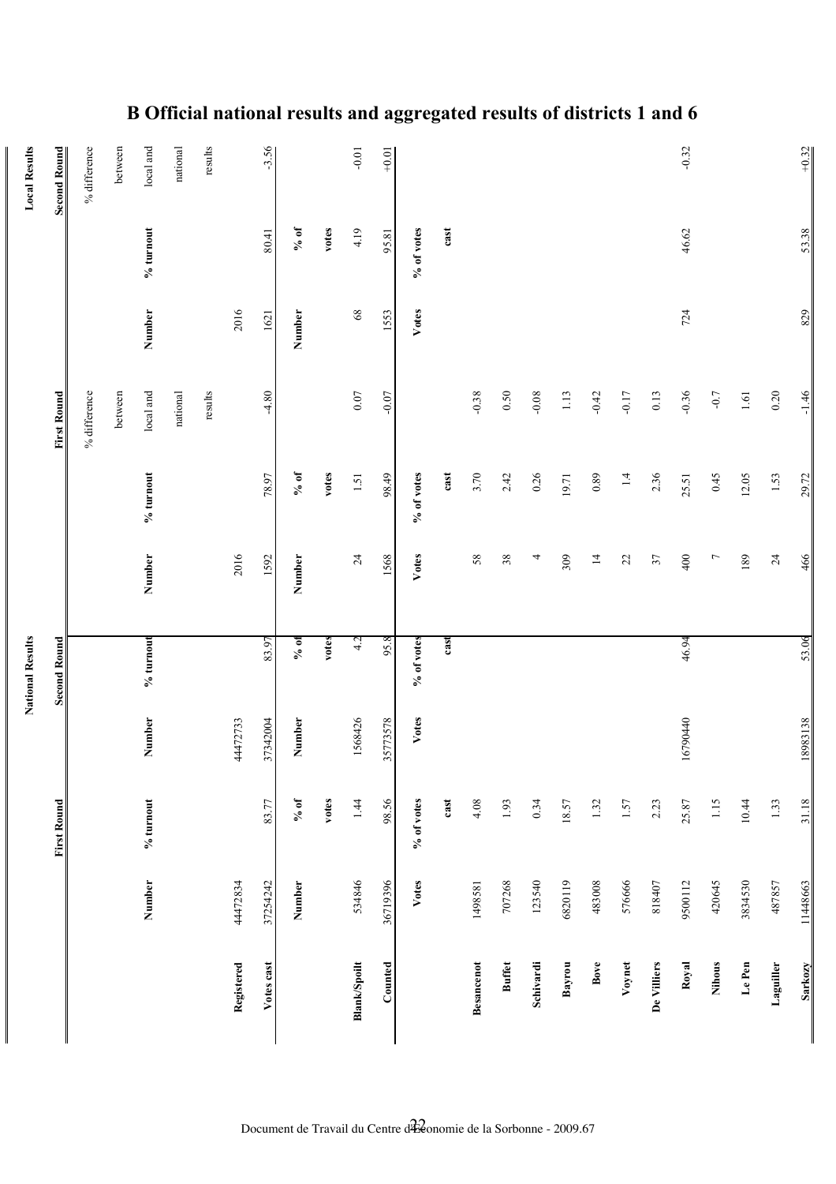# B Official national results and aggregated results of districts 1 and 6

| | National Results | | | | Local Results | | | | | |
|---|---|---|---|---|---|---|---|---|---|---|
| | First Round | | Second Round | | First Round | | | Second Round | | |
| | Number | % turnout | Number | % turnout | Number | % turnout | % difference between local and national results | Number | % turnout | % difference between local and national results |
| Registered | 44472834 | | 44472733 | | 2016 | | | 2016 | | |
| Votes cast | 37254242 | 83.77 | 37342004 | 83.97 | 1592 | 78.97 | -4.80 | 1621 | 80.41 | -3.56 |
| | Number | % of votes | Number | % of votes | Number | % of votes | | Number | % of votes | |
| Blank/Spoilt | 534846 | 1.44 | 1568426 | 4.2 | 24 | 1.51 | 0.07 | 68 | 4.19 | -0.01 |
| Counted | 36719396 | 98.56 | 35773578 | 95.8 | 1568 | 98.49 | -0.07 | 1553 | 95.81 | +0.01 |
| | Votes | % of votes cast | Votes | % of votes cast | Votes | % of votes cast | | Votes | % of votes cast | |
| Besancenot | 1498581 | 4.08 | | | 58 | 3.70 | -0.38 | | | |
| Buffet | 707268 | 1.93 | | | 38 | 2.42 | 0.50 | | | |
| Schivardi | 123540 | 0.34 | | | 4 | 0.26 | -0.08 | | | |
| Bayrou | 6820119 | 18.57 | | | 309 | 19.71 | 1.13 | | | |
| Bove | 483008 | 1.32 | | | 14 | 0.89 | -0.42 | | | |
| Voynet | 576666 | 1.57 | | | 22 | 1.4 | -0.17 | | | |
| De Villiers | 818407 | 2.23 | | | 37 | 2.36 | 0.13 | | | |
| Royal | 9500112 | 25.87 | 16790440 | 46.94 | 400 | 25.51 | -0.36 | 724 | 46.62 | -0.32 |
| Nihous | 420645 | 1.15 | | | 7 | 0.45 | -0.7 | | | |
| Le Pen | 3834530 | 10.44 | | | 189 | 12.05 | 1.61 | | | |
| Laguiller | 487857 | 1.33 | | | 24 | 1.53 | 0.20 | | | |
| Sarkozy | 11448663 | 31.18 | 18983138 | 53.06 | 466 | 29.72 | -1.46 | 829 | 53.38 | +0.32 |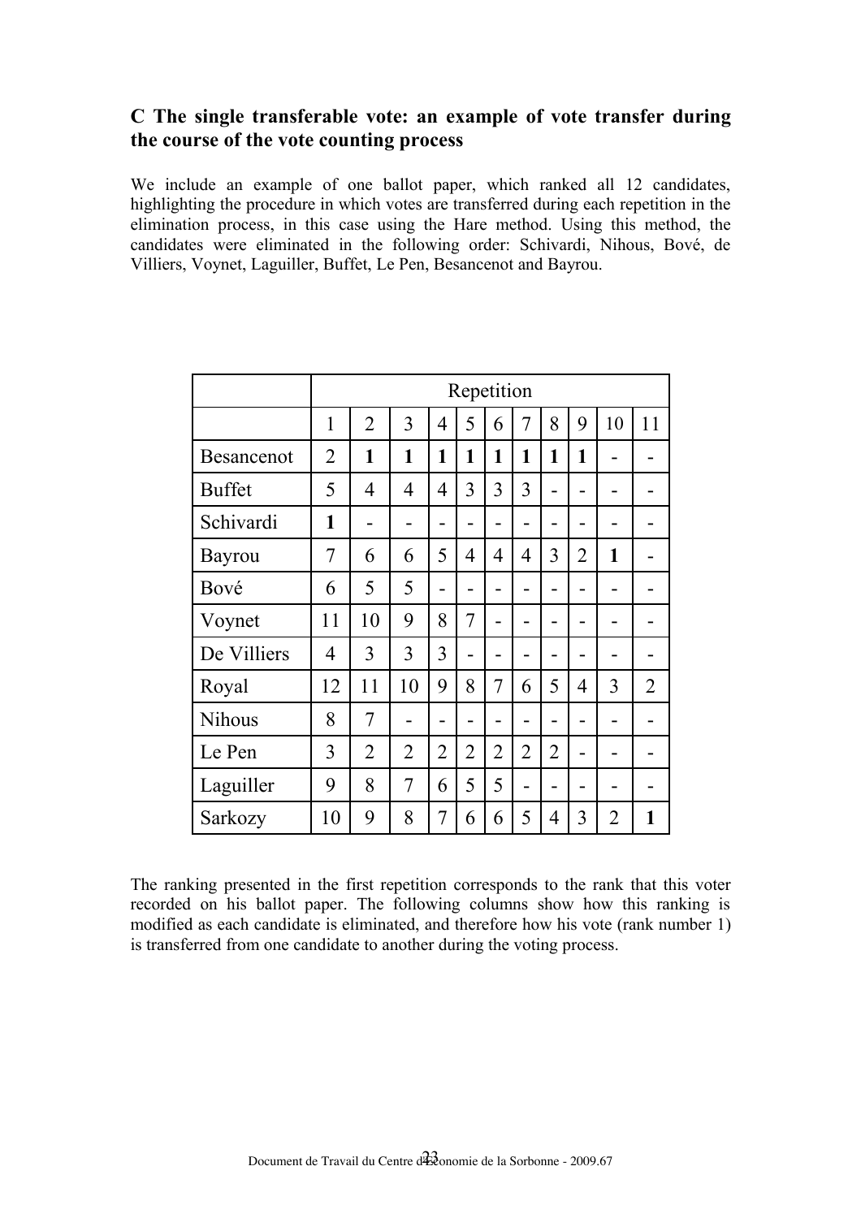## C The single transferable vote: an example of vote transfer during the course of the vote counting process

We include an example of one ballot paper, which ranked all 12 candidates, highlighting the procedure in which votes are transferred during each repetition in the elimination process, in this case using the Hare method. Using this method, the candidates were eliminated in the following order: Schivardi, Nihous, Bové, de Villiers, Voynet, Laguiller, Buffet, Le Pen, Besancenot and Bayrou.

| | Repetition | | | | | | | | | | |
|---|---|---|---|---|---|---|---|---|---|---|---|
| | 1 | 2 | 3 | 4 | 5 | 6 | 7 | 8 | 9 | 10 | 11 |
| Besancenot | 2 | **1** | **1** | **1** | **1** | **1** | **1** | **1** | **1** | - | - |
| Buffet | 5 | 4 | 4 | 4 | 3 | 3 | 3 | - | - | - | - |
| Schivardi | **1** | - | - | - | - | - | - | - | - | - | - |
| Bayrou | 7 | 6 | 6 | 5 | 4 | 4 | 4 | 3 | 2 | **1** | - |
| Bové | 6 | 5 | 5 | - | - | - | - | - | - | - | - |
| Voynet | 11 | 10 | 9 | 8 | 7 | - | - | - | - | - | - |
| De Villiers | 4 | 3 | 3 | 3 | - | - | - | - | - | - | - |
| Royal | 12 | 11 | 10 | 9 | 8 | 7 | 6 | 5 | 4 | 3 | 2 |
| Nihous | 8 | 7 | - | - | - | - | - | - | - | - | - |
| Le Pen | 3 | 2 | 2 | 2 | 2 | 2 | 2 | 2 | - | - | - |
| Laguiller | 9 | 8 | 7 | 6 | 5 | 5 | - | - | - | - | - |
| Sarkozy | 10 | 9 | 8 | 7 | 6 | 6 | 5 | 4 | 3 | 2 | **1** |

The ranking presented in the first repetition corresponds to the rank that this voter recorded on his ballot paper. The following columns show how this ranking is modified as each candidate is eliminated, and therefore how his vote (rank number 1) is transferred from one candidate to another during the voting process.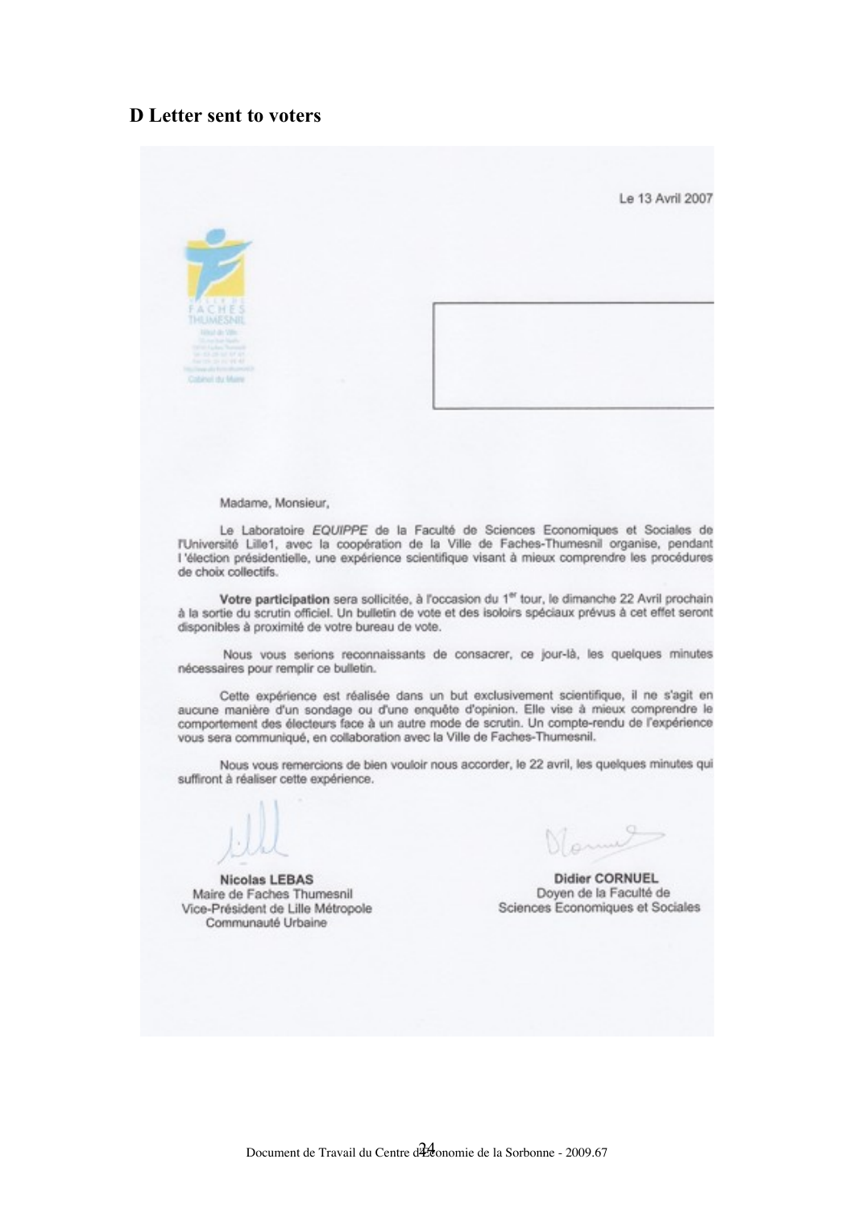## D Letter sent to voters

Le 13 Avril 2007

VILLE DE FACHES THUMESNIL

Madame, Monsieur,

Le Laboratoire *EQUIPPE* de la Faculté de Sciences Economiques et Sociales de l'Université Lille1, avec la coopération de la Ville de Faches-Thumesnil organise, pendant l'élection présidentielle, une expérience scientifique visant à mieux comprendre les procédures de choix collectifs.

**Votre participation** sera sollicitée, à l'occasion du 1[er] tour, le dimanche 22 Avril prochain à la sortie du scrutin officiel. Un bulletin de vote et des isoloirs spéciaux prévus à cet effet seront disponibles à proximité de votre bureau de vote.

Nous vous serions reconnaissants de consacrer, ce jour-là, les quelques minutes nécessaires pour remplir ce bulletin.

Cette expérience est réalisée dans un but exclusivement scientifique, il ne s'agit en aucune manière d'un sondage ou d'une enquête d'opinion. Elle vise à mieux comprendre le comportement des électeurs face à un autre mode de scrutin. Un compte-rendu de l'expérience vous sera communiqué, en collaboration avec la Ville de Faches-Thumesnil.

Nous vous remercions de bien vouloir nous accorder, le 22 avril, les quelques minutes qui suffiront à réaliser cette expérience.

**Nicolas LEBAS**
Maire de Faches Thumesnil
Vice-Président de Lille Métropole Communauté Urbaine

**Didier CORNUEL**
Doyen de la Faculté de Sciences Economiques et Sociales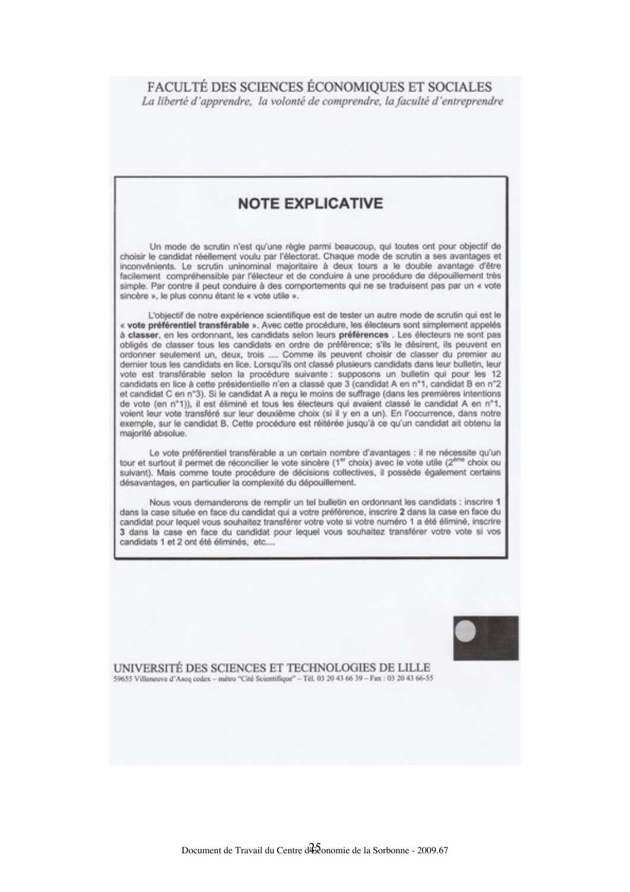FACULTÉ DES SCIENCES ÉCONOMIQUES ET SOCIALES

*La liberté d'apprendre, la volonté de comprendre, la faculté d'entreprendre*

## NOTE EXPLICATIVE

Un mode de scrutin n'est qu'une règle parmi beaucoup, qui toutes ont pour objectif de choisir le candidat réellement voulu par l'électorat. Chaque mode de scrutin a ses avantages et inconvénients. Le scrutin uninominal majoritaire à deux tours a le double avantage d'être facilement compréhensible par l'électeur et de conduire à une procédure de dépouillement très simple. Par contre il peut conduire à des comportements qui ne se traduisent pas par un « vote sincère », le plus connu étant le « vote utile ».

L'objectif de notre expérience scientifique est de tester un autre mode de scrutin qui est le « **vote préférentiel transférable** ». Avec cette procédure, les électeurs sont simplement appelés à **classer**, en les ordonnant, les candidats selon leurs **préférences** . Les électeurs ne sont pas obligés de classer tous les candidats en ordre de préférence; s'ils le désirent, ils peuvent en ordonner seulement un, deux, trois .... Comme ils peuvent choisir de classer du premier au dernier tous les candidats en lice. Lorsqu'ils ont classé plusieurs candidats dans leur bulletin, leur vote est transférable selon la procédure suivante : supposons un bulletin qui pour les 12 candidats en lice à cette présidentielle n'en a classé que 3 (candidat A en n°1, candidat B en n°2 et candidat C en n°3). Si le candidat A a reçu le moins de suffrage (dans les premières intentions de vote (en n°1)), il est éliminé et tous les électeurs qui avaient classé le candidat A en n°1, voient leur vote transféré sur leur deuxième choix (si il y en a un). En l'occurrence, dans notre exemple, sur le candidat B. Cette procédure est réitérée jusqu'à ce qu'un candidat ait obtenu la majorité absolue.

Le vote préférentiel transférable a un certain nombre d'avantages : il ne nécessite qu'un tour et surtout il permet de réconcilier le vote sincère (1[er] choix) avec le vote utile (2[ème] choix ou suivant). Mais comme toute procédure de décisions collectives, il possède également certains désavantages, en particulier la complexité du dépouillement.

Nous vous demanderons de remplir un tel bulletin en ordonnant les candidats : inscrire **1** dans la case située en face du candidat qui a votre préférence, inscrire **2** dans la case en face du candidat pour lequel vous souhaitez transférer votre vote si votre numéro 1 a été éliminé, inscrire **3** dans la case en face du candidat pour lequel vous souhaitez transférer votre vote si vos candidats 1 et 2 ont été éliminés, etc....

UNIVERSITÉ DES SCIENCES ET TECHNOLOGIES DE LILLE

59655 Villeneuve d'Ascq cedex – métro "Cité Scientifique" – Tél. 03 20 43 66 39 – Fax : 03 20 43 66-55